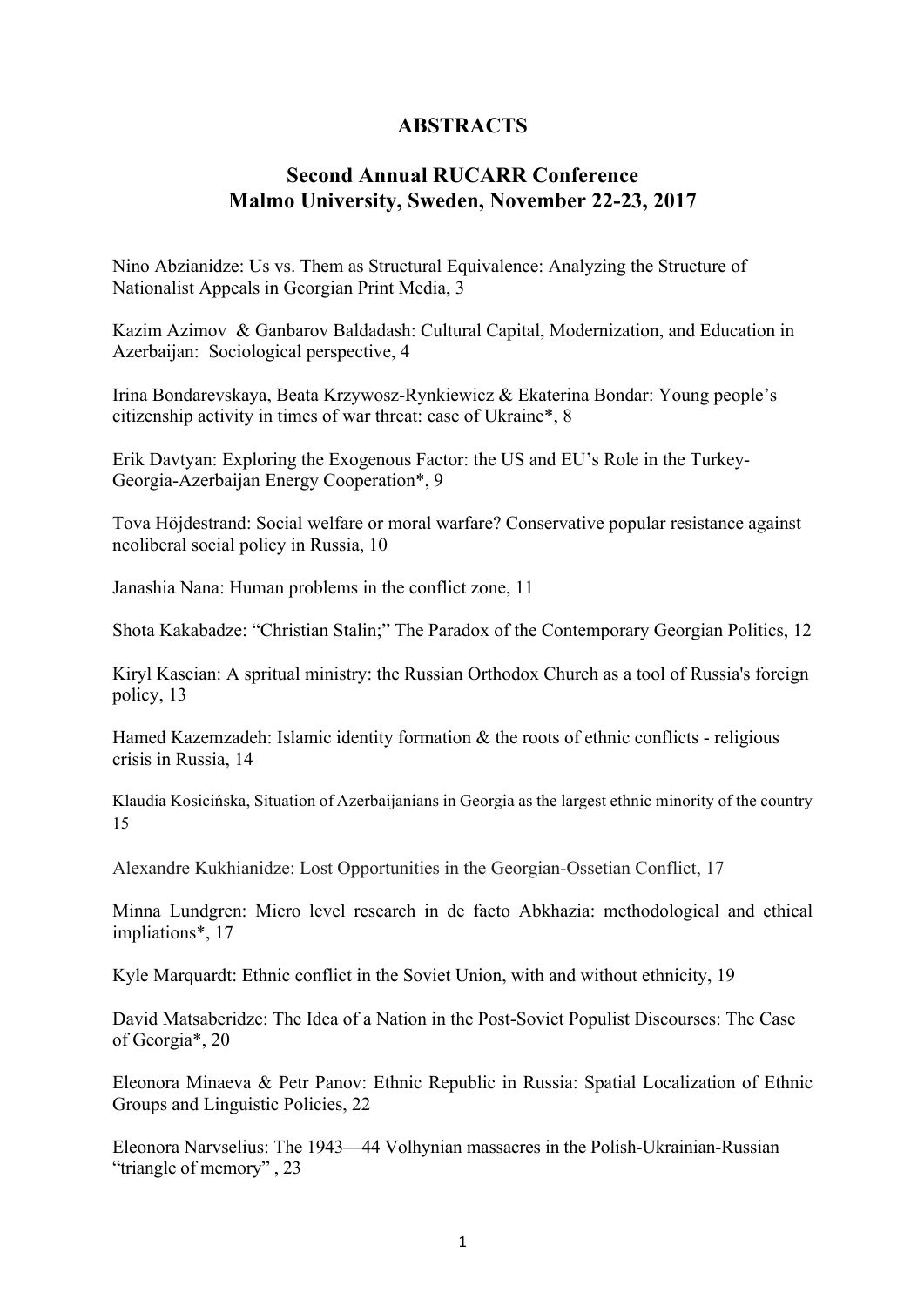# ABSTRACTS

## Second Annual RUCARR Conference
## Malmo University, Sweden, November 22-23, 2017

Nino Abzianidze: Us vs. Them as Structural Equivalence: Analyzing the Structure of Nationalist Appeals in Georgian Print Media, 3

Kazim Azimov & Ganbarov Baldadash: Cultural Capital, Modernization, and Education in Azerbaijan: Sociological perspective, 4

Irina Bondarevskaya, Beata Krzywosz-Rynkiewicz & Ekaterina Bondar: Young people's citizenship activity in times of war threat: case of Ukraine*, 8

Erik Davtyan: Exploring the Exogenous Factor: the US and EU's Role in the Turkey-Georgia-Azerbaijan Energy Cooperation*, 9

Tova Höjdestrand: Social welfare or moral warfare? Conservative popular resistance against neoliberal social policy in Russia, 10

Janashia Nana: Human problems in the conflict zone, 11

Shota Kakabadze: "Christian Stalin;" The Paradox of the Contemporary Georgian Politics, 12

Kiryl Kascian: A spritual ministry: the Russian Orthodox Church as a tool of Russia's foreign policy, 13

Hamed Kazemzadeh: Islamic identity formation & the roots of ethnic conflicts - religious crisis in Russia, 14

Klaudia Kosicińska, Situation of Azerbaijanians in Georgia as the largest ethnic minority of the country 15

Alexandre Kukhianidze: Lost Opportunities in the Georgian-Ossetian Conflict, 17

Minna Lundgren: Micro level research in de facto Abkhazia: methodological and ethical impliations*, 17

Kyle Marquardt: Ethnic conflict in the Soviet Union, with and without ethnicity, 19

David Matsaberidze: The Idea of a Nation in the Post-Soviet Populist Discourses: The Case of Georgia*, 20

Eleonora Minaeva & Petr Panov: Ethnic Republic in Russia: Spatial Localization of Ethnic Groups and Linguistic Policies, 22

Eleonora Narvselius: The 1943—44 Volhynian massacres in the Polish-Ukrainian-Russian "triangle of memory" , 23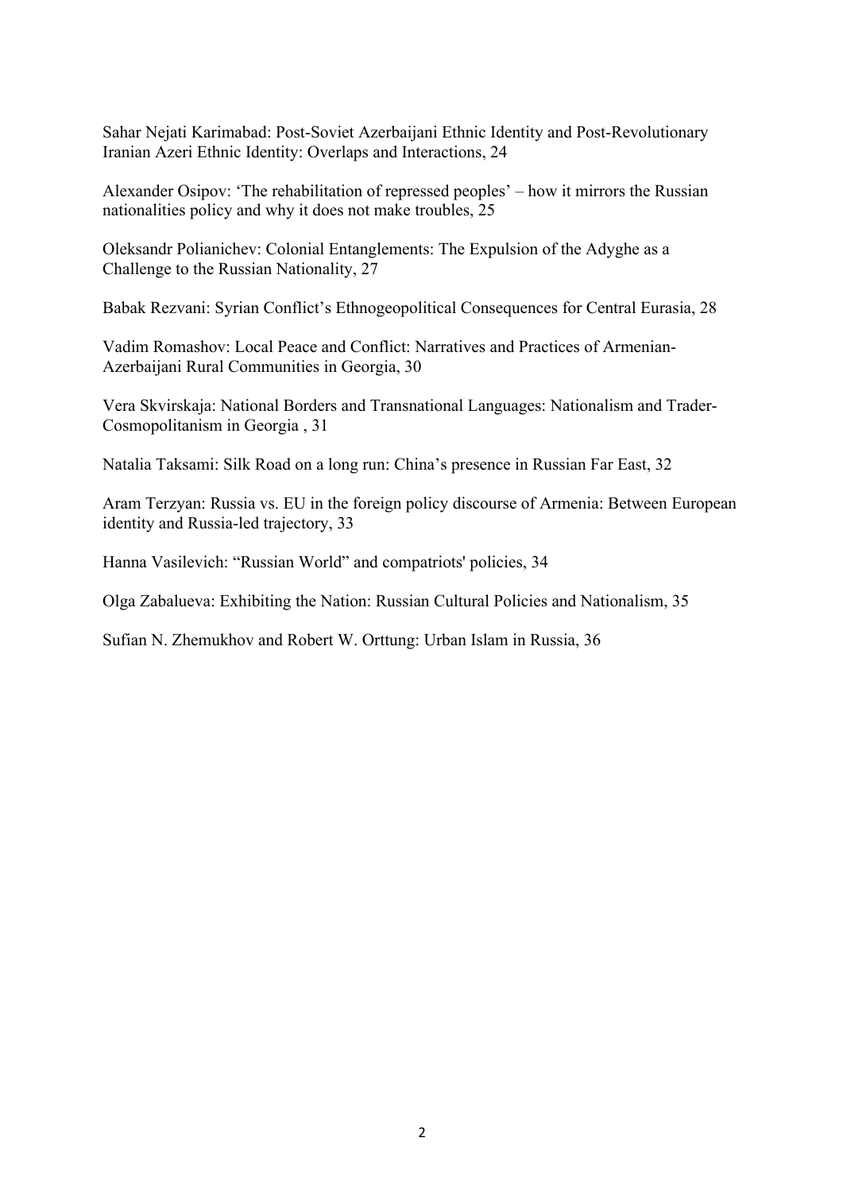Sahar Nejati Karimabad: Post-Soviet Azerbaijani Ethnic Identity and Post-Revolutionary Iranian Azeri Ethnic Identity: Overlaps and Interactions, 24

Alexander Osipov: 'The rehabilitation of repressed peoples' – how it mirrors the Russian nationalities policy and why it does not make troubles, 25

Oleksandr Polianichev: Colonial Entanglements: The Expulsion of the Adyghe as a Challenge to the Russian Nationality, 27

Babak Rezvani: Syrian Conflict's Ethnogeopolitical Consequences for Central Eurasia, 28

Vadim Romashov: Local Peace and Conflict: Narratives and Practices of Armenian-Azerbaijani Rural Communities in Georgia, 30

Vera Skvirskaja: National Borders and Transnational Languages: Nationalism and Trader-Cosmopolitanism in Georgia , 31

Natalia Taksami: Silk Road on a long run: China's presence in Russian Far East, 32

Aram Terzyan: Russia vs. EU in the foreign policy discourse of Armenia: Between European identity and Russia-led trajectory, 33

Hanna Vasilevich: "Russian World" and compatriots' policies, 34

Olga Zabalueva: Exhibiting the Nation: Russian Cultural Policies and Nationalism, 35

Sufian N. Zhemukhov and Robert W. Orttung: Urban Islam in Russia, 36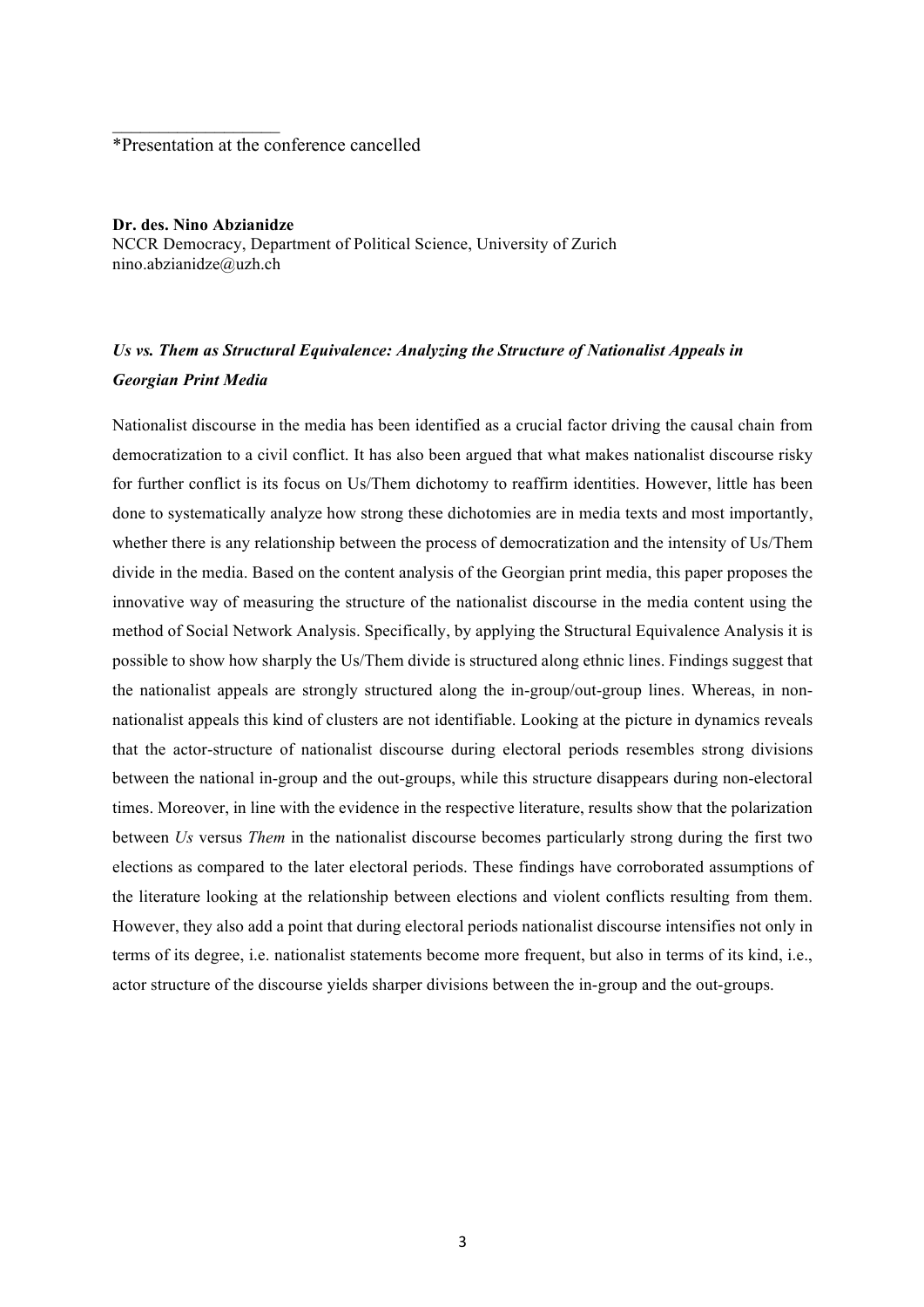*Presentation at the conference cancelled

**Dr. des. Nino Abzianidze**  
NCCR Democracy, Department of Political Science, University of Zurich  
nino.abzianidze@uzh.ch

***Us vs. Them as Structural Equivalence: Analyzing the Structure of Nationalist Appeals in Georgian Print Media***

Nationalist discourse in the media has been identified as a crucial factor driving the causal chain from democratization to a civil conflict. It has also been argued that what makes nationalist discourse risky for further conflict is its focus on Us/Them dichotomy to reaffirm identities. However, little has been done to systematically analyze how strong these dichotomies are in media texts and most importantly, whether there is any relationship between the process of democratization and the intensity of Us/Them divide in the media. Based on the content analysis of the Georgian print media, this paper proposes the innovative way of measuring the structure of the nationalist discourse in the media content using the method of Social Network Analysis. Specifically, by applying the Structural Equivalence Analysis it is possible to show how sharply the Us/Them divide is structured along ethnic lines. Findings suggest that the nationalist appeals are strongly structured along the in-group/out-group lines. Whereas, in non-nationalist appeals this kind of clusters are not identifiable. Looking at the picture in dynamics reveals that the actor-structure of nationalist discourse during electoral periods resembles strong divisions between the national in-group and the out-groups, while this structure disappears during non-electoral times. Moreover, in line with the evidence in the respective literature, results show that the polarization between *Us* versus *Them* in the nationalist discourse becomes particularly strong during the first two elections as compared to the later electoral periods. These findings have corroborated assumptions of the literature looking at the relationship between elections and violent conflicts resulting from them. However, they also add a point that during electoral periods nationalist discourse intensifies not only in terms of its degree, i.e. nationalist statements become more frequent, but also in terms of its kind, i.e., actor structure of the discourse yields sharper divisions between the in-group and the out-groups.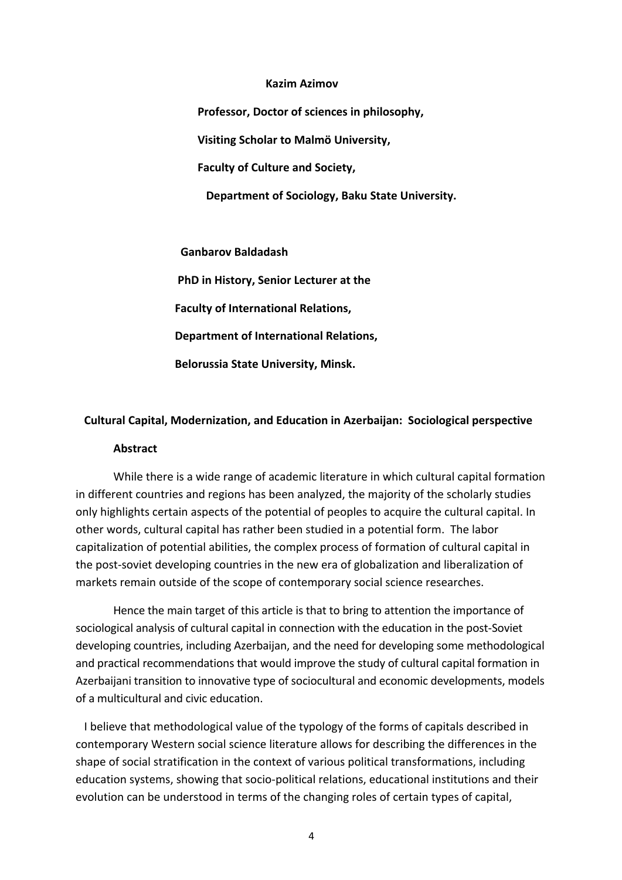**Kazim Azimov**

**Professor, Doctor of sciences in philosophy,**

**Visiting Scholar to Malmö University,**

**Faculty of Culture and Society,**

**Department of Sociology, Baku State University.**

**Ganbarov Baldadash**

**PhD in History, Senior Lecturer at the**

**Faculty of International Relations,**

**Department of International Relations,**

**Belorussia State University, Minsk.**

# Cultural Capital, Modernization, and Education in Azerbaijan: Sociological perspective

## Abstract

While there is a wide range of academic literature in which cultural capital formation in different countries and regions has been analyzed, the majority of the scholarly studies only highlights certain aspects of the potential of peoples to acquire the cultural capital. In other words, cultural capital has rather been studied in a potential form. The labor capitalization of potential abilities, the complex process of formation of cultural capital in the post-soviet developing countries in the new era of globalization and liberalization of markets remain outside of the scope of contemporary social science researches.

Hence the main target of this article is that to bring to attention the importance of sociological analysis of cultural capital in connection with the education in the post-Soviet developing countries, including Azerbaijan, and the need for developing some methodological and practical recommendations that would improve the study of cultural capital formation in Azerbaijani transition to innovative type of sociocultural and economic developments, models of a multicultural and civic education.

I believe that methodological value of the typology of the forms of capitals described in contemporary Western social science literature allows for describing the differences in the shape of social stratification in the context of various political transformations, including education systems, showing that socio-political relations, educational institutions and their evolution can be understood in terms of the changing roles of certain types of capital,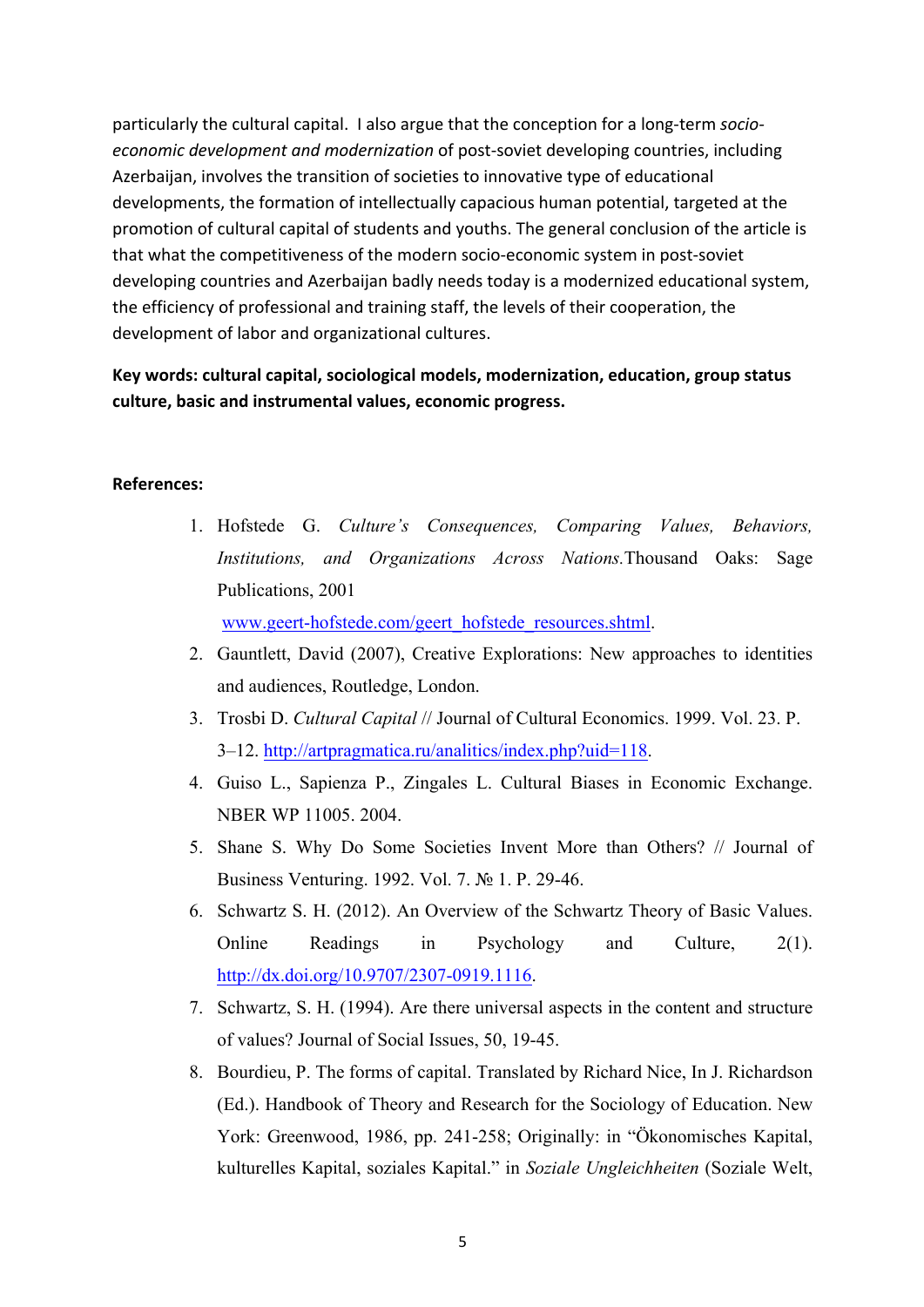particularly the cultural capital. I also argue that the conception for a long-term *socio-economic development and modernization* of post-soviet developing countries, including Azerbaijan, involves the transition of societies to innovative type of educational developments, the formation of intellectually capacious human potential, targeted at the promotion of cultural capital of students and youths. The general conclusion of the article is that what the competitiveness of the modern socio-economic system in post-soviet developing countries and Azerbaijan badly needs today is a modernized educational system, the efficiency of professional and training staff, the levels of their cooperation, the development of labor and organizational cultures.

**Key words: cultural capital, sociological models, modernization, education, group status culture, basic and instrumental values, economic progress.**

**References:**

1. Hofstede G. *Culture's Consequences, Comparing Values, Behaviors, Institutions, and Organizations Across Nations.*Thousand Oaks: Sage Publications, 2001 www.geert-hofstede.com/geert_hofstede_resources.shtml.
2. Gauntlett, David (2007), Creative Explorations: New approaches to identities and audiences, Routledge, London.
3. Trosbi D. *Cultural Capital* // Journal of Cultural Economics. 1999. Vol. 23. P. 3–12. http://artpragmatica.ru/analitics/index.php?uid=118.
4. Guiso L., Sapienza P., Zingales L. Cultural Biases in Economic Exchange. NBER WP 11005. 2004.
5. Shane S. Why Do Some Societies Invent More than Others? // Journal of Business Venturing. 1992. Vol. 7. № 1. P. 29-46.
6. Schwartz S. H. (2012). An Overview of the Schwartz Theory of Basic Values. Online Readings in Psychology and Culture, 2(1). http://dx.doi.org/10.9707/2307-0919.1116.
7. Schwartz, S. H. (1994). Are there universal aspects in the content and structure of values? Journal of Social Issues, 50, 19-45.
8. Bourdieu, P. The forms of capital. Translated by Richard Nice, In J. Richardson (Ed.). Handbook of Theory and Research for the Sociology of Education. New York: Greenwood, 1986, pp. 241-258; Originally: in "Ökonomisches Kapital, kulturelles Kapital, soziales Kapital." in *Soziale Ungleichheiten* (Soziale Welt,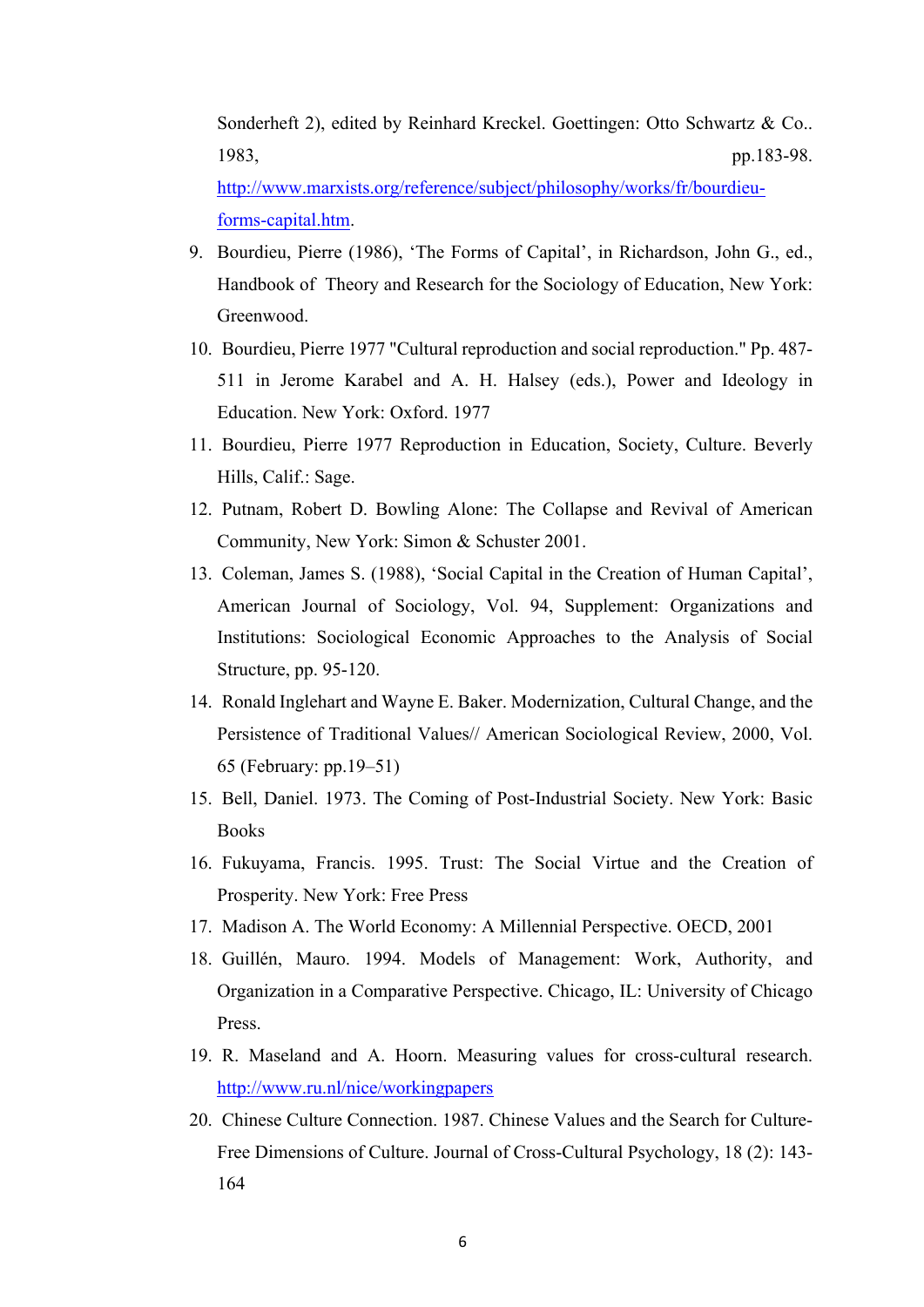Sonderheft 2), edited by Reinhard Kreckel. Goettingen: Otto Schwartz & Co.. 1983, pp.183-98. http://www.marxists.org/reference/subject/philosophy/works/fr/bourdieu-forms-capital.htm.

9. Bourdieu, Pierre (1986), 'The Forms of Capital', in Richardson, John G., ed., Handbook of Theory and Research for the Sociology of Education, New York: Greenwood.
10. Bourdieu, Pierre 1977 "Cultural reproduction and social reproduction." Pp. 487-511 in Jerome Karabel and A. H. Halsey (eds.), Power and Ideology in Education. New York: Oxford. 1977
11. Bourdieu, Pierre 1977 Reproduction in Education, Society, Culture. Beverly Hills, Calif.: Sage.
12. Putnam, Robert D. Bowling Alone: The Collapse and Revival of American Community, New York: Simon & Schuster 2001.
13. Coleman, James S. (1988), 'Social Capital in the Creation of Human Capital', American Journal of Sociology, Vol. 94, Supplement: Organizations and Institutions: Sociological Economic Approaches to the Analysis of Social Structure, pp. 95-120.
14. Ronald Inglehart and Wayne E. Baker. Modernization, Cultural Change, and the Persistence of Traditional Values// American Sociological Review, 2000, Vol. 65 (February: pp.19–51)
15. Bell, Daniel. 1973. The Coming of Post-Industrial Society. New York: Basic Books
16. Fukuyama, Francis. 1995. Trust: The Social Virtue and the Creation of Prosperity. New York: Free Press
17. Madison A. The World Economy: A Millennial Perspective. OECD, 2001
18. Guillén, Mauro. 1994. Models of Management: Work, Authority, and Organization in a Comparative Perspective. Chicago, IL: University of Chicago Press.
19. R. Maseland and A. Hoorn. Measuring values for cross-cultural research. http://www.ru.nl/nice/workingpapers
20. Chinese Culture Connection. 1987. Chinese Values and the Search for Culture-Free Dimensions of Culture. Journal of Cross-Cultural Psychology, 18 (2): 143-164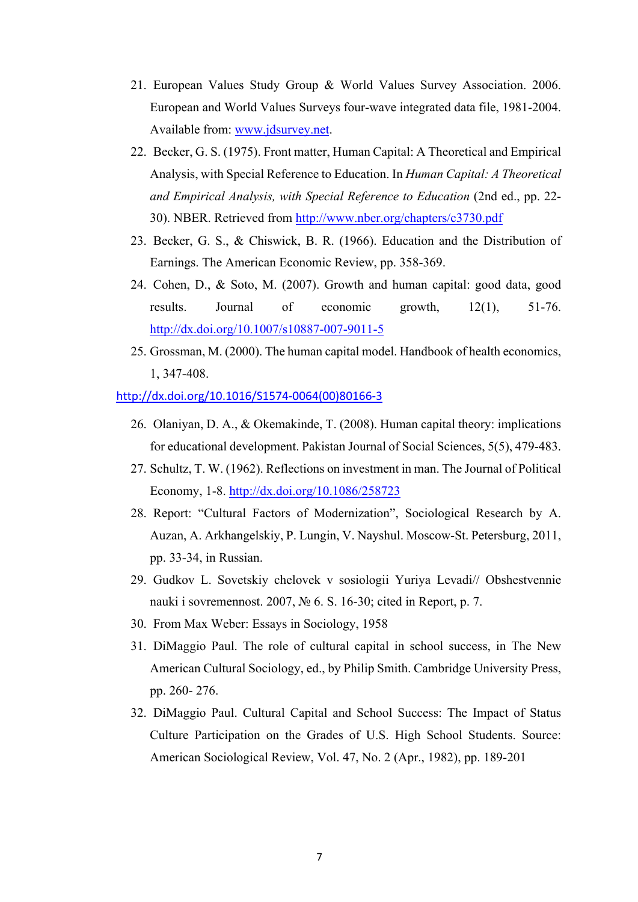21. European Values Study Group & World Values Survey Association. 2006. European and World Values Surveys four-wave integrated data file, 1981-2004. Available from: [www.jdsurvey.net](www.jdsurvey.net).
22. Becker, G. S. (1975). Front matter, Human Capital: A Theoretical and Empirical Analysis, with Special Reference to Education. In *Human Capital: A Theoretical and Empirical Analysis, with Special Reference to Education* (2nd ed., pp. 22-30). NBER. Retrieved from [http://www.nber.org/chapters/c3730.pdf](http://www.nber.org/chapters/c3730.pdf)
23. Becker, G. S., & Chiswick, B. R. (1966). Education and the Distribution of Earnings. The American Economic Review, pp. 358-369.
24. Cohen, D., & Soto, M. (2007). Growth and human capital: good data, good results. Journal of economic growth, 12(1), 51-76. [http://dx.doi.org/10.1007/s10887-007-9011-5](http://dx.doi.org/10.1007/s10887-007-9011-5)
25. Grossman, M. (2000). The human capital model. Handbook of health economics, 1, 347-408.

[http://dx.doi.org/10.1016/S1574-0064(00)80166-3](http://dx.doi.org/10.1016/S1574-0064(00)80166-3)

26. Olaniyan, D. A., & Okemakinde, T. (2008). Human capital theory: implications for educational development. Pakistan Journal of Social Sciences, 5(5), 479-483.
27. Schultz, T. W. (1962). Reflections on investment in man. The Journal of Political Economy, 1-8. [http://dx.doi.org/10.1086/258723](http://dx.doi.org/10.1086/258723)
28. Report: “Cultural Factors of Modernization”, Sociological Research by A. Auzan, A. Arkhangelskiy, P. Lungin, V. Nayshul. Moscow-St. Petersburg, 2011, pp. 33-34, in Russian.
29. Gudkov L. Sovetskiy chelovek v sosiologii Yuriya Levadi// Obshestvennie nauki i sovremennost. 2007, № 6. S. 16-30; cited in Report, p. 7.
30. From Max Weber: Essays in Sociology, 1958
31. DiMaggio Paul. The role of cultural capital in school success, in The New American Cultural Sociology, ed., by Philip Smith. Cambridge University Press, pp. 260- 276.
32. DiMaggio Paul. Cultural Capital and School Success: The Impact of Status Culture Participation on the Grades of U.S. High School Students. Source: American Sociological Review, Vol. 47, No. 2 (Apr., 1982), pp. 189-201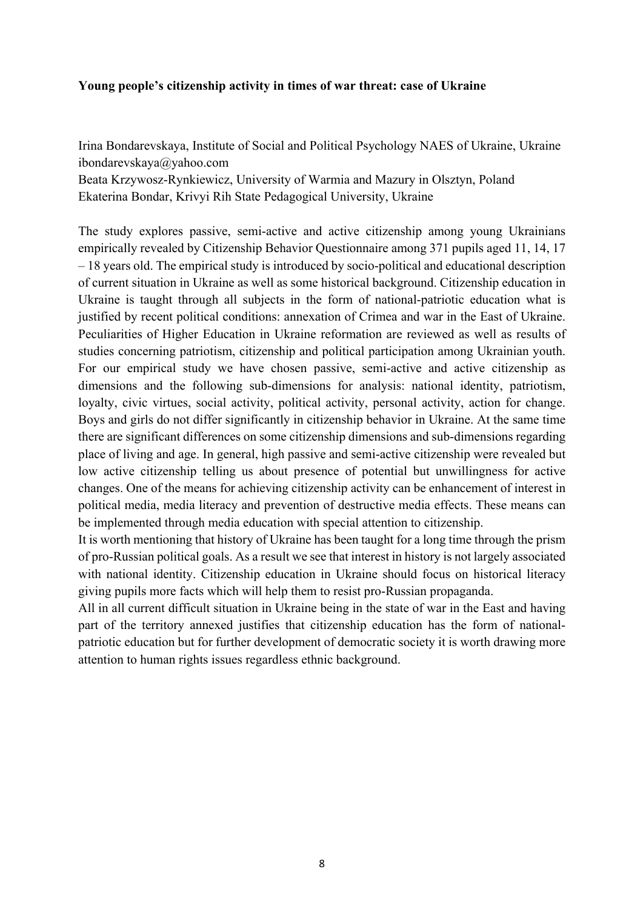**Young people's citizenship activity in times of war threat: case of Ukraine**

Irina Bondarevskaya, Institute of Social and Political Psychology NAES of Ukraine, Ukraine
ibondarevskaya@yahoo.com
Beata Krzywosz-Rynkiewicz, University of Warmia and Mazury in Olsztyn, Poland
Ekaterina Bondar, Krivyi Rih State Pedagogical University, Ukraine

The study explores passive, semi-active and active citizenship among young Ukrainians empirically revealed by Citizenship Behavior Questionnaire among 371 pupils aged 11, 14, 17 – 18 years old. The empirical study is introduced by socio-political and educational description of current situation in Ukraine as well as some historical background. Citizenship education in Ukraine is taught through all subjects in the form of national-patriotic education what is justified by recent political conditions: annexation of Crimea and war in the East of Ukraine. Peculiarities of Higher Education in Ukraine reformation are reviewed as well as results of studies concerning patriotism, citizenship and political participation among Ukrainian youth. For our empirical study we have chosen passive, semi-active and active citizenship as dimensions and the following sub-dimensions for analysis: national identity, patriotism, loyalty, civic virtues, social activity, political activity, personal activity, action for change. Boys and girls do not differ significantly in citizenship behavior in Ukraine. At the same time there are significant differences on some citizenship dimensions and sub-dimensions regarding place of living and age. In general, high passive and semi-active citizenship were revealed but low active citizenship telling us about presence of potential but unwillingness for active changes. One of the means for achieving citizenship activity can be enhancement of interest in political media, media literacy and prevention of destructive media effects. These means can be implemented through media education with special attention to citizenship.
It is worth mentioning that history of Ukraine has been taught for a long time through the prism of pro-Russian political goals. As a result we see that interest in history is not largely associated with national identity. Citizenship education in Ukraine should focus on historical literacy giving pupils more facts which will help them to resist pro-Russian propaganda.
All in all current difficult situation in Ukraine being in the state of war in the East and having part of the territory annexed justifies that citizenship education has the form of national-patriotic education but for further development of democratic society it is worth drawing more attention to human rights issues regardless ethnic background.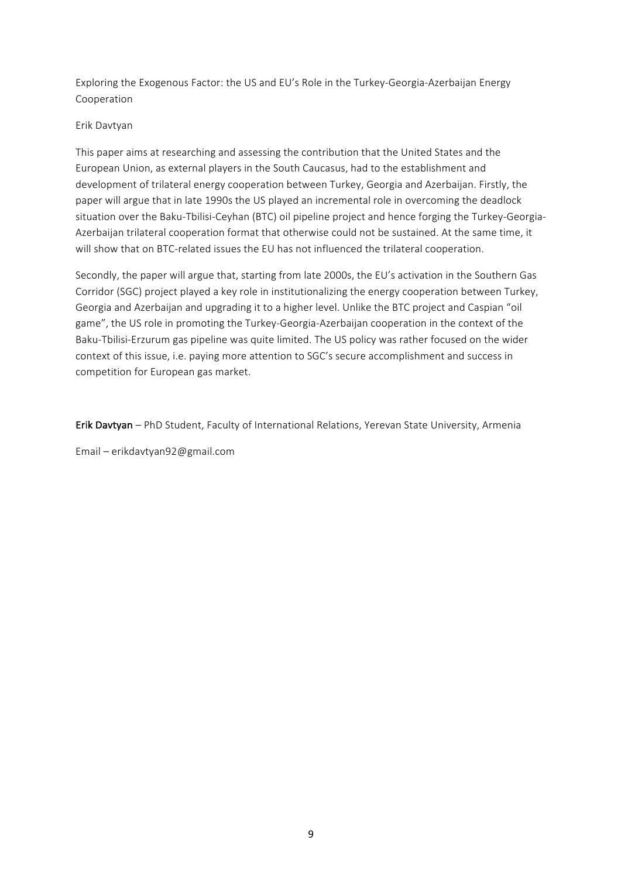Exploring the Exogenous Factor: the US and EU's Role in the Turkey-Georgia-Azerbaijan Energy Cooperation

Erik Davtyan

This paper aims at researching and assessing the contribution that the United States and the European Union, as external players in the South Caucasus, had to the establishment and development of trilateral energy cooperation between Turkey, Georgia and Azerbaijan. Firstly, the paper will argue that in late 1990s the US played an incremental role in overcoming the deadlock situation over the Baku-Tbilisi-Ceyhan (BTC) oil pipeline project and hence forging the Turkey-Georgia-Azerbaijan trilateral cooperation format that otherwise could not be sustained. At the same time, it will show that on BTC-related issues the EU has not influenced the trilateral cooperation.

Secondly, the paper will argue that, starting from late 2000s, the EU's activation in the Southern Gas Corridor (SGC) project played a key role in institutionalizing the energy cooperation between Turkey, Georgia and Azerbaijan and upgrading it to a higher level. Unlike the BTC project and Caspian "oil game", the US role in promoting the Turkey-Georgia-Azerbaijan cooperation in the context of the Baku-Tbilisi-Erzurum gas pipeline was quite limited. The US policy was rather focused on the wider context of this issue, i.e. paying more attention to SGC's secure accomplishment and success in competition for European gas market.

**Erik Davtyan** – PhD Student, Faculty of International Relations, Yerevan State University, Armenia

Email – erikdavtyan92@gmail.com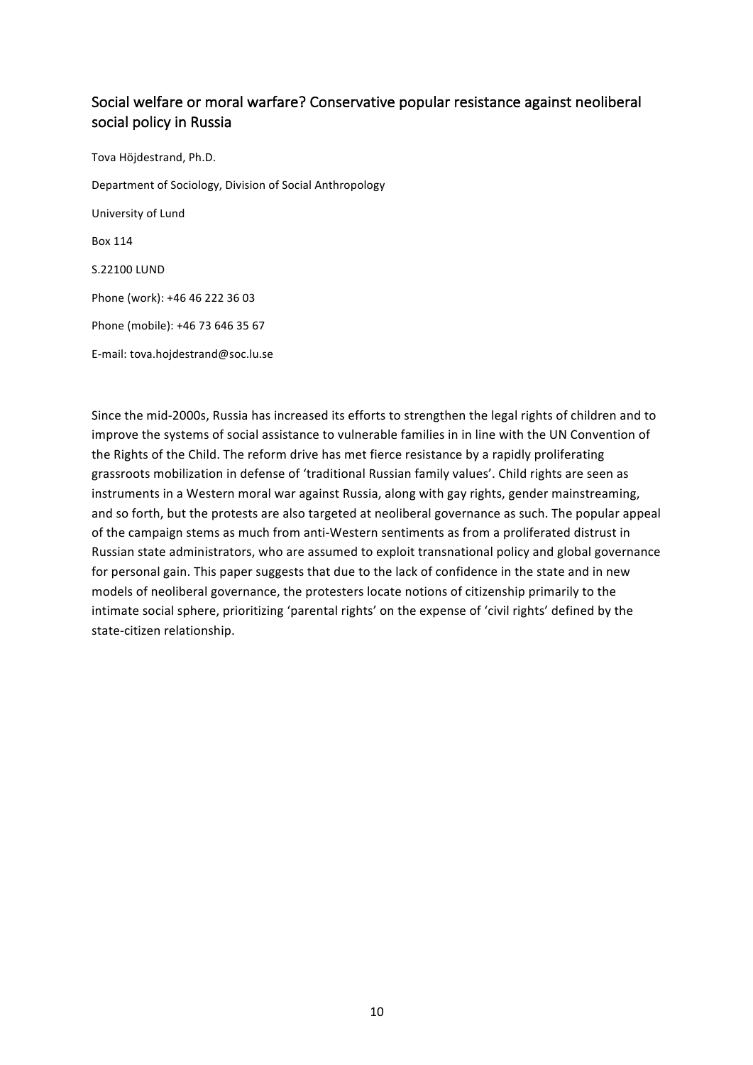## Social welfare or moral warfare? Conservative popular resistance against neoliberal social policy in Russia

Tova Höjdestrand, Ph.D.

Department of Sociology, Division of Social Anthropology

University of Lund

Box 114

S.22100 LUND

Phone (work): +46 46 222 36 03

Phone (mobile): +46 73 646 35 67

E-mail: tova.hojdestrand@soc.lu.se

Since the mid-2000s, Russia has increased its efforts to strengthen the legal rights of children and to improve the systems of social assistance to vulnerable families in in line with the UN Convention of the Rights of the Child. The reform drive has met fierce resistance by a rapidly proliferating grassroots mobilization in defense of 'traditional Russian family values'. Child rights are seen as instruments in a Western moral war against Russia, along with gay rights, gender mainstreaming, and so forth, but the protests are also targeted at neoliberal governance as such. The popular appeal of the campaign stems as much from anti-Western sentiments as from a proliferated distrust in Russian state administrators, who are assumed to exploit transnational policy and global governance for personal gain. This paper suggests that due to the lack of confidence in the state and in new models of neoliberal governance, the protesters locate notions of citizenship primarily to the intimate social sphere, prioritizing 'parental rights' on the expense of 'civil rights' defined by the state-citizen relationship.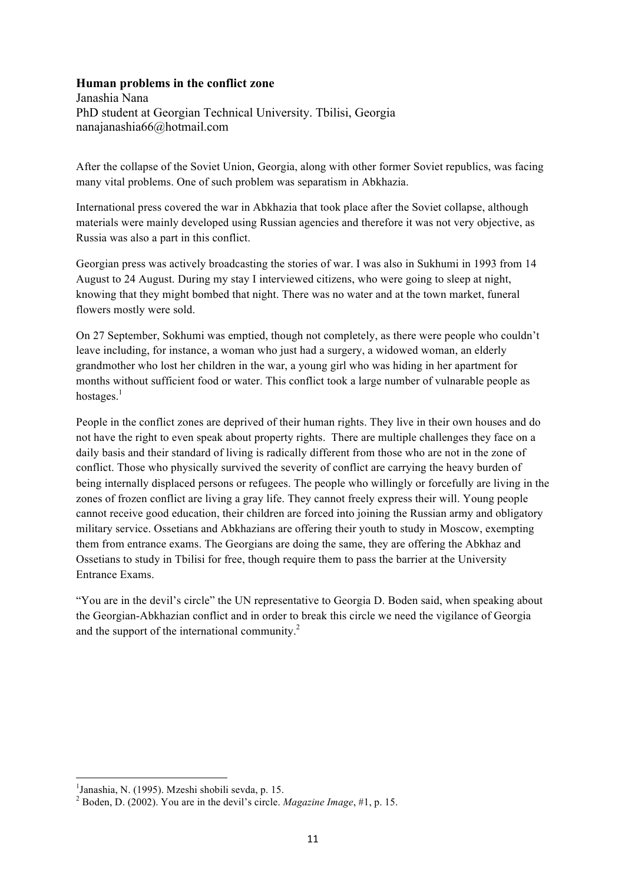**Human problems in the conflict zone**

Janashia Nana

PhD student at Georgian Technical University. Tbilisi, Georgia

nanajanashia66@hotmail.com

After the collapse of the Soviet Union, Georgia, along with other former Soviet republics, was facing many vital problems. One of such problem was separatism in Abkhazia.

International press covered the war in Abkhazia that took place after the Soviet collapse, although materials were mainly developed using Russian agencies and therefore it was not very objective, as Russia was also a part in this conflict.

Georgian press was actively broadcasting the stories of war. I was also in Sukhumi in 1993 from 14 August to 24 August. During my stay I interviewed citizens, who were going to sleep at night, knowing that they might bombed that night. There was no water and at the town market, funeral flowers mostly were sold.

On 27 September, Sokhumi was emptied, though not completely, as there were people who couldn't leave including, for instance, a woman who just had a surgery, a widowed woman, an elderly grandmother who lost her children in the war, a young girl who was hiding in her apartment for months without sufficient food or water. This conflict took a large number of vulnarable people as hostages.[1]

People in the conflict zones are deprived of their human rights. They live in their own houses and do not have the right to even speak about property rights. There are multiple challenges they face on a daily basis and their standard of living is radically different from those who are not in the zone of conflict. Those who physically survived the severity of conflict are carrying the heavy burden of being internally displaced persons or refugees. The people who willingly or forcefully are living in the zones of frozen conflict are living a gray life. They cannot freely express their will. Young people cannot receive good education, their children are forced into joining the Russian army and obligatory military service. Ossetians and Abkhazians are offering their youth to study in Moscow, exempting them from entrance exams. The Georgians are doing the same, they are offering the Abkhaz and Ossetians to study in Tbilisi for free, though require them to pass the barrier at the University Entrance Exams.

"You are in the devil's circle" the UN representative to Georgia D. Boden said, when speaking about the Georgian-Abkhazian conflict and in order to break this circle we need the vigilance of Georgia and the support of the international community.[2]

---

[1] Janashia, N. (1995). Mzeshi shobili sevda, p. 15.

[2] Boden, D. (2002). You are in the devil's circle. *Magazine Image*, #1, p. 15.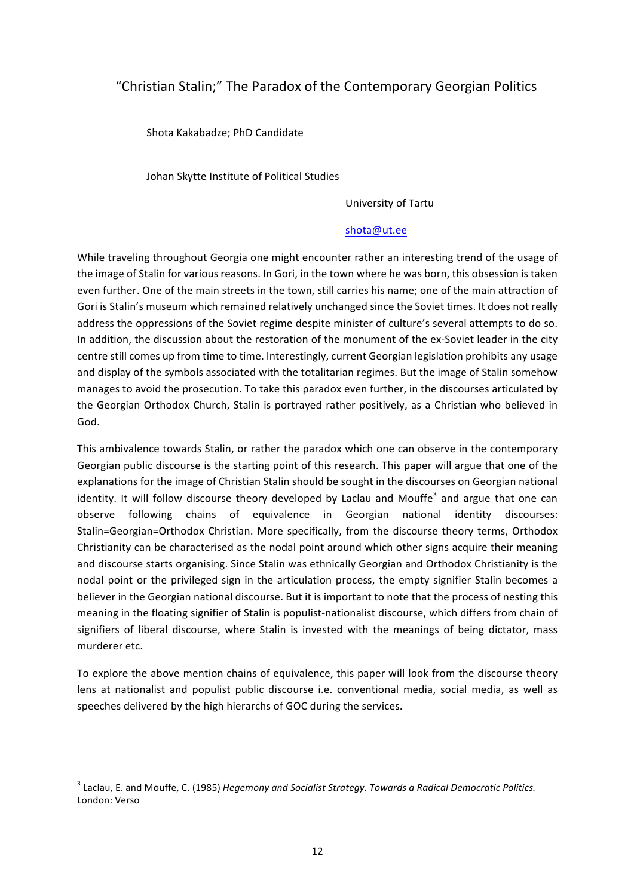## "Christian Stalin;" The Paradox of the Contemporary Georgian Politics

Shota Kakabadze; PhD Candidate

Johan Skytte Institute of Political Studies

University of Tartu

shota@ut.ee

While traveling throughout Georgia one might encounter rather an interesting trend of the usage of the image of Stalin for various reasons. In Gori, in the town where he was born, this obsession is taken even further. One of the main streets in the town, still carries his name; one of the main attraction of Gori is Stalin's museum which remained relatively unchanged since the Soviet times. It does not really address the oppressions of the Soviet regime despite minister of culture's several attempts to do so. In addition, the discussion about the restoration of the monument of the ex-Soviet leader in the city centre still comes up from time to time. Interestingly, current Georgian legislation prohibits any usage and display of the symbols associated with the totalitarian regimes. But the image of Stalin somehow manages to avoid the prosecution. To take this paradox even further, in the discourses articulated by the Georgian Orthodox Church, Stalin is portrayed rather positively, as a Christian who believed in God.

This ambivalence towards Stalin, or rather the paradox which one can observe in the contemporary Georgian public discourse is the starting point of this research. This paper will argue that one of the explanations for the image of Christian Stalin should be sought in the discourses on Georgian national identity. It will follow discourse theory developed by Laclau and Mouffe[3] and argue that one can observe following chains of equivalence in Georgian national identity discourses: Stalin=Georgian=Orthodox Christian. More specifically, from the discourse theory terms, Orthodox Christianity can be characterised as the nodal point around which other signs acquire their meaning and discourse starts organising. Since Stalin was ethnically Georgian and Orthodox Christianity is the nodal point or the privileged sign in the articulation process, the empty signifier Stalin becomes a believer in the Georgian national discourse. But it is important to note that the process of nesting this meaning in the floating signifier of Stalin is populist-nationalist discourse, which differs from chain of signifiers of liberal discourse, where Stalin is invested with the meanings of being dictator, mass murderer etc.

To explore the above mention chains of equivalence, this paper will look from the discourse theory lens at nationalist and populist public discourse i.e. conventional media, social media, as well as speeches delivered by the high hierarchs of GOC during the services.

---

[3] Laclau, E. and Mouffe, C. (1985) *Hegemony and Socialist Strategy. Towards a Radical Democratic Politics.* London: Verso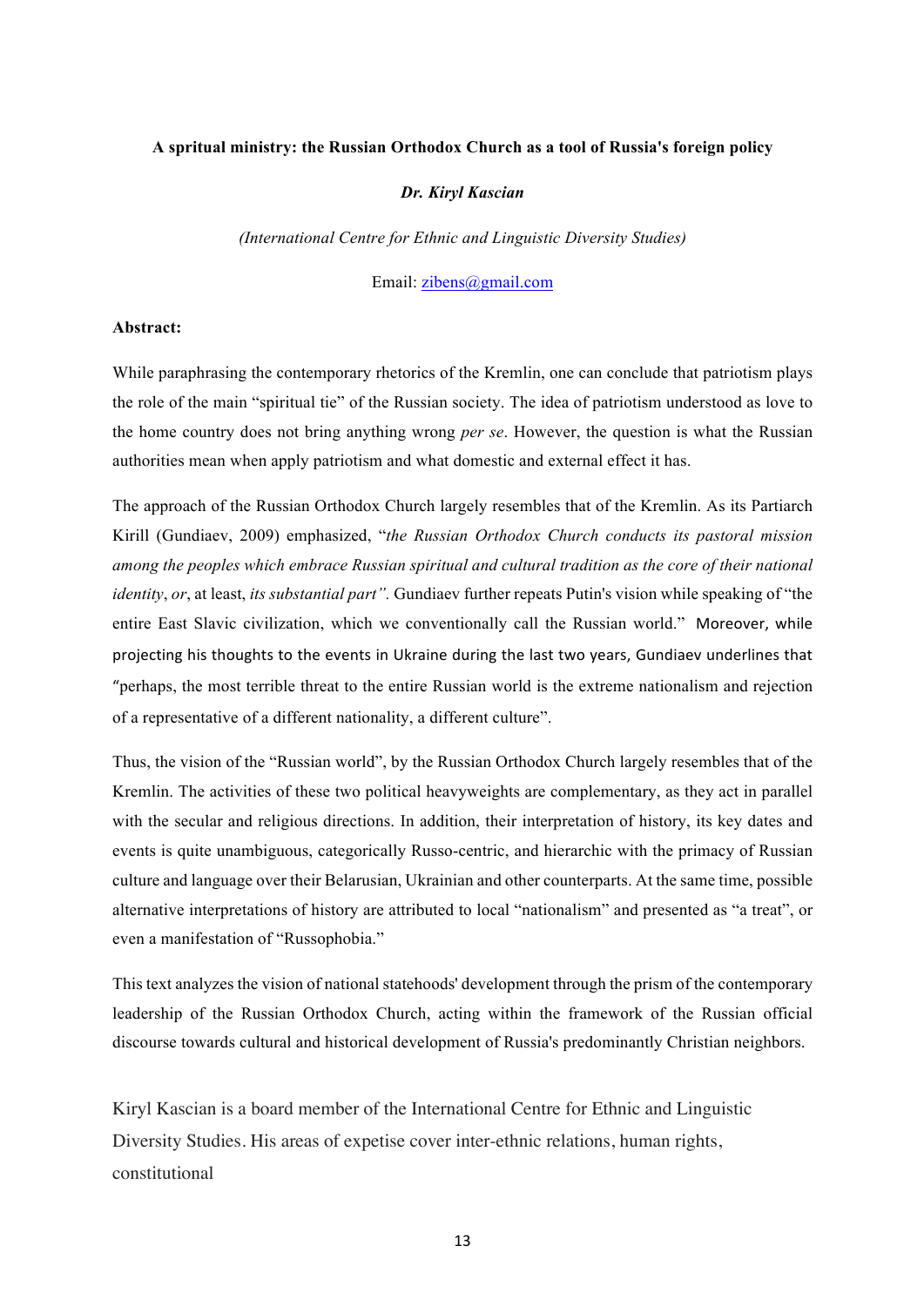**A spritual ministry: the Russian Orthodox Church as a tool of Russia's foreign policy**

***Dr. Kiryl Kascian***

*(International Centre for Ethnic and Linguistic Diversity Studies)*

Email: zibens@gmail.com

**Abstract:**

While paraphrasing the contemporary rhetorics of the Kremlin, one can conclude that patriotism plays the role of the main "spiritual tie" of the Russian society. The idea of patriotism understood as love to the home country does not bring anything wrong *per se*. However, the question is what the Russian authorities mean when apply patriotism and what domestic and external effect it has.

The approach of the Russian Orthodox Church largely resembles that of the Kremlin. As its Partiarch Kirill (Gundiaev, 2009) emphasized, "*the Russian Orthodox Church conducts its pastoral mission among the peoples which embrace Russian spiritual and cultural tradition as the core of their national identity*, *or*, at least, *its substantial part".* Gundiaev further repeats Putin's vision while speaking of "the entire East Slavic civilization, which we conventionally call the Russian world." Moreover, while projecting his thoughts to the events in Ukraine during the last two years, Gundiaev underlines that "perhaps, the most terrible threat to the entire Russian world is the extreme nationalism and rejection of a representative of a different nationality, a different culture".

Thus, the vision of the "Russian world", by the Russian Orthodox Church largely resembles that of the Kremlin. The activities of these two political heavyweights are complementary, as they act in parallel with the secular and religious directions. In addition, their interpretation of history, its key dates and events is quite unambiguous, categorically Russo-centric, and hierarchic with the primacy of Russian culture and language over their Belarusian, Ukrainian and other counterparts. At the same time, possible alternative interpretations of history are attributed to local "nationalism" and presented as "a treat", or even a manifestation of "Russophobia."

This text analyzes the vision of national statehoods' development through the prism of the contemporary leadership of the Russian Orthodox Church, acting within the framework of the Russian official discourse towards cultural and historical development of Russia's predominantly Christian neighbors.

Kiryl Kascian is a board member of the International Centre for Ethnic and Linguistic Diversity Studies. His areas of expetise cover inter-ethnic relations, human rights, constitutional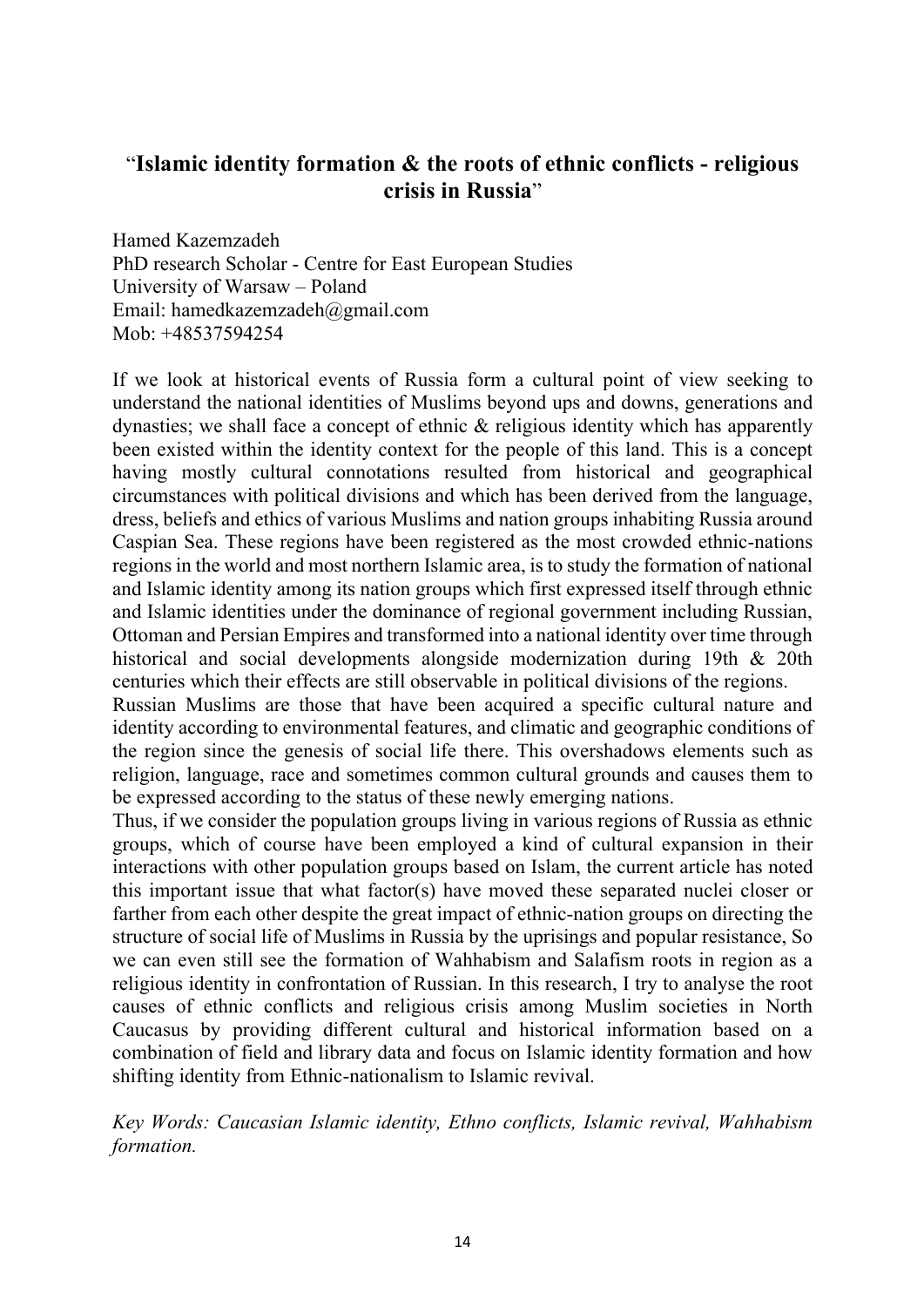## "**Islamic identity formation & the roots of ethnic conflicts - religious crisis in Russia**"

Hamed Kazemzadeh
PhD research Scholar - Centre for East European Studies
University of Warsaw – Poland
Email: hamedkazemzadeh@gmail.com
Mob: +48537594254

If we look at historical events of Russia form a cultural point of view seeking to understand the national identities of Muslims beyond ups and downs, generations and dynasties; we shall face a concept of ethnic & religious identity which has apparently been existed within the identity context for the people of this land. This is a concept having mostly cultural connotations resulted from historical and geographical circumstances with political divisions and which has been derived from the language, dress, beliefs and ethics of various Muslims and nation groups inhabiting Russia around Caspian Sea. These regions have been registered as the most crowded ethnic-nations regions in the world and most northern Islamic area, is to study the formation of national and Islamic identity among its nation groups which first expressed itself through ethnic and Islamic identities under the dominance of regional government including Russian, Ottoman and Persian Empires and transformed into a national identity over time through historical and social developments alongside modernization during 19th & 20th centuries which their effects are still observable in political divisions of the regions.

Russian Muslims are those that have been acquired a specific cultural nature and identity according to environmental features, and climatic and geographic conditions of the region since the genesis of social life there. This overshadows elements such as religion, language, race and sometimes common cultural grounds and causes them to be expressed according to the status of these newly emerging nations.

Thus, if we consider the population groups living in various regions of Russia as ethnic groups, which of course have been employed a kind of cultural expansion in their interactions with other population groups based on Islam, the current article has noted this important issue that what factor(s) have moved these separated nuclei closer or farther from each other despite the great impact of ethnic-nation groups on directing the structure of social life of Muslims in Russia by the uprisings and popular resistance, So we can even still see the formation of Wahhabism and Salafism roots in region as a religious identity in confrontation of Russian. In this research, I try to analyse the root causes of ethnic conflicts and religious crisis among Muslim societies in North Caucasus by providing different cultural and historical information based on a combination of field and library data and focus on Islamic identity formation and how shifting identity from Ethnic-nationalism to Islamic revival.

*Key Words: Caucasian Islamic identity, Ethno conflicts, Islamic revival, Wahhabism formation.*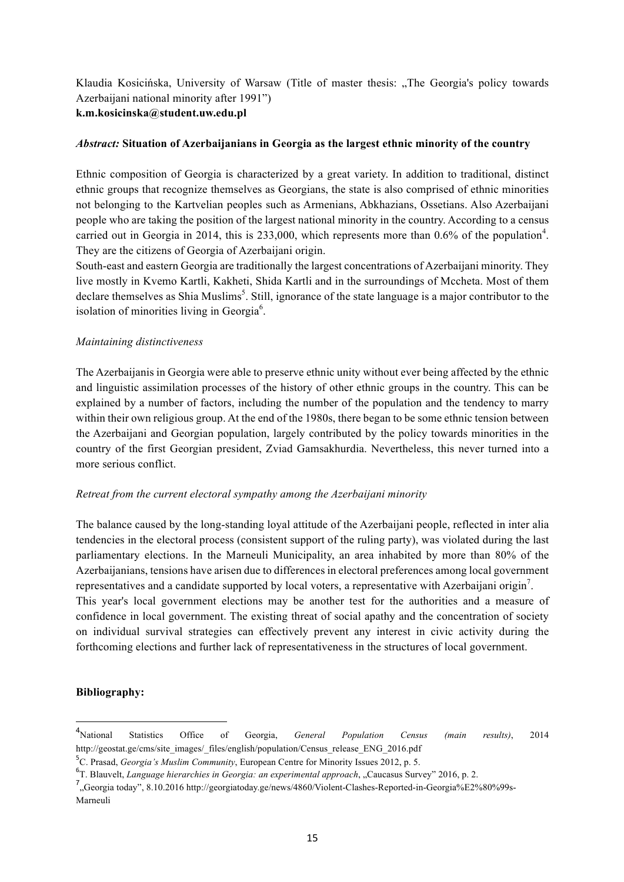Klaudia Kosicińska, University of Warsaw (Title of master thesis: „The Georgia's policy towards Azerbaijani national minority after 1991")
**k.m.kosicinska@student.uw.edu.pl**

***Abstract:*** **Situation of Azerbaijanians in Georgia as the largest ethnic minority of the country**

Ethnic composition of Georgia is characterized by a great variety. In addition to traditional, distinct ethnic groups that recognize themselves as Georgians, the state is also comprised of ethnic minorities not belonging to the Kartvelian peoples such as Armenians, Abkhazians, Ossetians. Also Azerbaijani people who are taking the position of the largest national minority in the country. According to a census carried out in Georgia in 2014, this is 233,000, which represents more than 0.6% of the population[4]. They are the citizens of Georgia of Azerbaijani origin.

South-east and eastern Georgia are traditionally the largest concentrations of Azerbaijani minority. They live mostly in Kvemo Kartli, Kakheti, Shida Kartli and in the surroundings of Mccheta. Most of them declare themselves as Shia Muslims[5]. Still, ignorance of the state language is a major contributor to the isolation of minorities living in Georgia[6].

*Maintaining distinctiveness*

The Azerbaijanis in Georgia were able to preserve ethnic unity without ever being affected by the ethnic and linguistic assimilation processes of the history of other ethnic groups in the country. This can be explained by a number of factors, including the number of the population and the tendency to marry within their own religious group. At the end of the 1980s, there began to be some ethnic tension between the Azerbaijani and Georgian population, largely contributed by the policy towards minorities in the country of the first Georgian president, Zviad Gamsakhurdia. Nevertheless, this never turned into a more serious conflict.

*Retreat from the current electoral sympathy among the Azerbaijani minority*

The balance caused by the long-standing loyal attitude of the Azerbaijani people, reflected in inter alia tendencies in the electoral process (consistent support of the ruling party), was violated during the last parliamentary elections. In the Marneuli Municipality, an area inhabited by more than 80% of the Azerbaijanians, tensions have arisen due to differences in electoral preferences among local government representatives and a candidate supported by local voters, a representative with Azerbaijani origin[7].

This year's local government elections may be another test for the authorities and a measure of confidence in local government. The existing threat of social apathy and the concentration of society on individual survival strategies can effectively prevent any interest in civic activity during the forthcoming elections and further lack of representativeness in the structures of local government.

**Bibliography:**

---

[4] National Statistics Office of Georgia, *General Population Census (main results)*, 2014 http://geostat.ge/cms/site_images/_files/english/population/Census_release_ENG_2016.pdf

[5] C. Prasad, *Georgia's Muslim Community*, European Centre for Minority Issues 2012, p. 5.

[6] T. Blauvelt, *Language hierarchies in Georgia: an experimental approach*, „Caucasus Survey" 2016, p. 2.

[7] „Georgia today", 8.10.2016 http://georgiatoday.ge/news/4860/Violent-Clashes-Reported-in-Georgia%E2%80%99s-Marneuli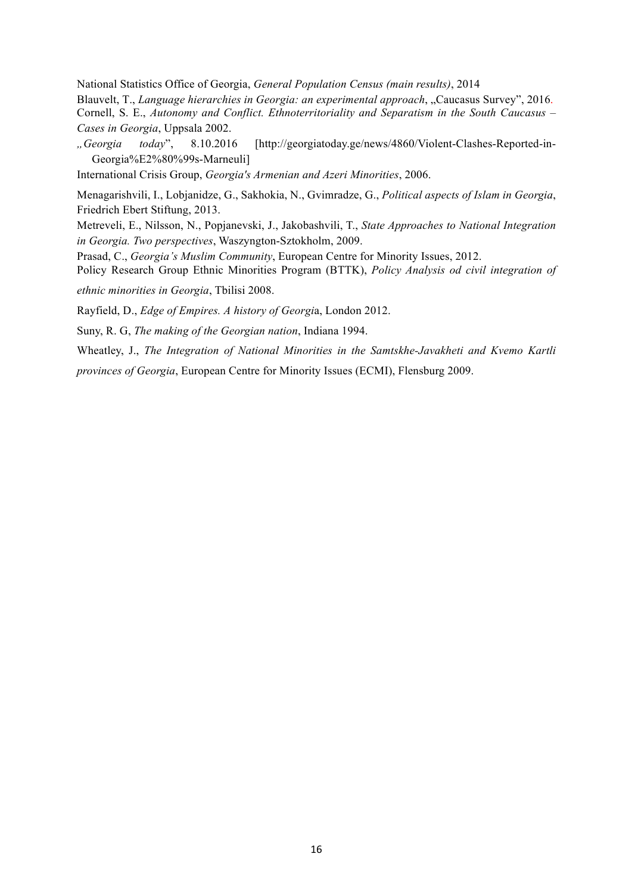National Statistics Office of Georgia, *General Population Census (main results)*, 2014

Blauvelt, T., *Language hierarchies in Georgia: an experimental approach*, „Caucasus Survey", 2016.

Cornell, S. E., *Autonomy and Conflict. Ethnoterritoriality and Separatism in the South Caucasus – Cases in Georgia*, Uppsala 2002.

*„Georgia today*", 8.10.2016 [http://georgiatoday.ge/news/4860/Violent-Clashes-Reported-in-Georgia%E2%80%99s-Marneuli]

International Crisis Group, *Georgia's Armenian and Azeri Minorities*, 2006.

Menagarishvili, I., Lobjanidze, G., Sakhokia, N., Gvimradze, G., *Political aspects of Islam in Georgia*, Friedrich Ebert Stiftung, 2013.

Metreveli, E., Nilsson, N., Popjanevski, J., Jakobashvili, T., *State Approaches to National Integration in Georgia. Two perspectives*, Waszyngton-Sztokholm, 2009.

Prasad, C., *Georgia's Muslim Community*, European Centre for Minority Issues, 2012.

Policy Research Group Ethnic Minorities Program (BTTK), *Policy Analysis od civil integration of ethnic minorities in Georgia*, Tbilisi 2008.

Rayfield, D., *Edge of Empires. A history of Georgi*a, London 2012.

Suny, R. G, *The making of the Georgian nation*, Indiana 1994.

Wheatley, J., *The Integration of National Minorities in the Samtskhe-Javakheti and Kvemo Kartli provinces of Georgia*, European Centre for Minority Issues (ECMI), Flensburg 2009.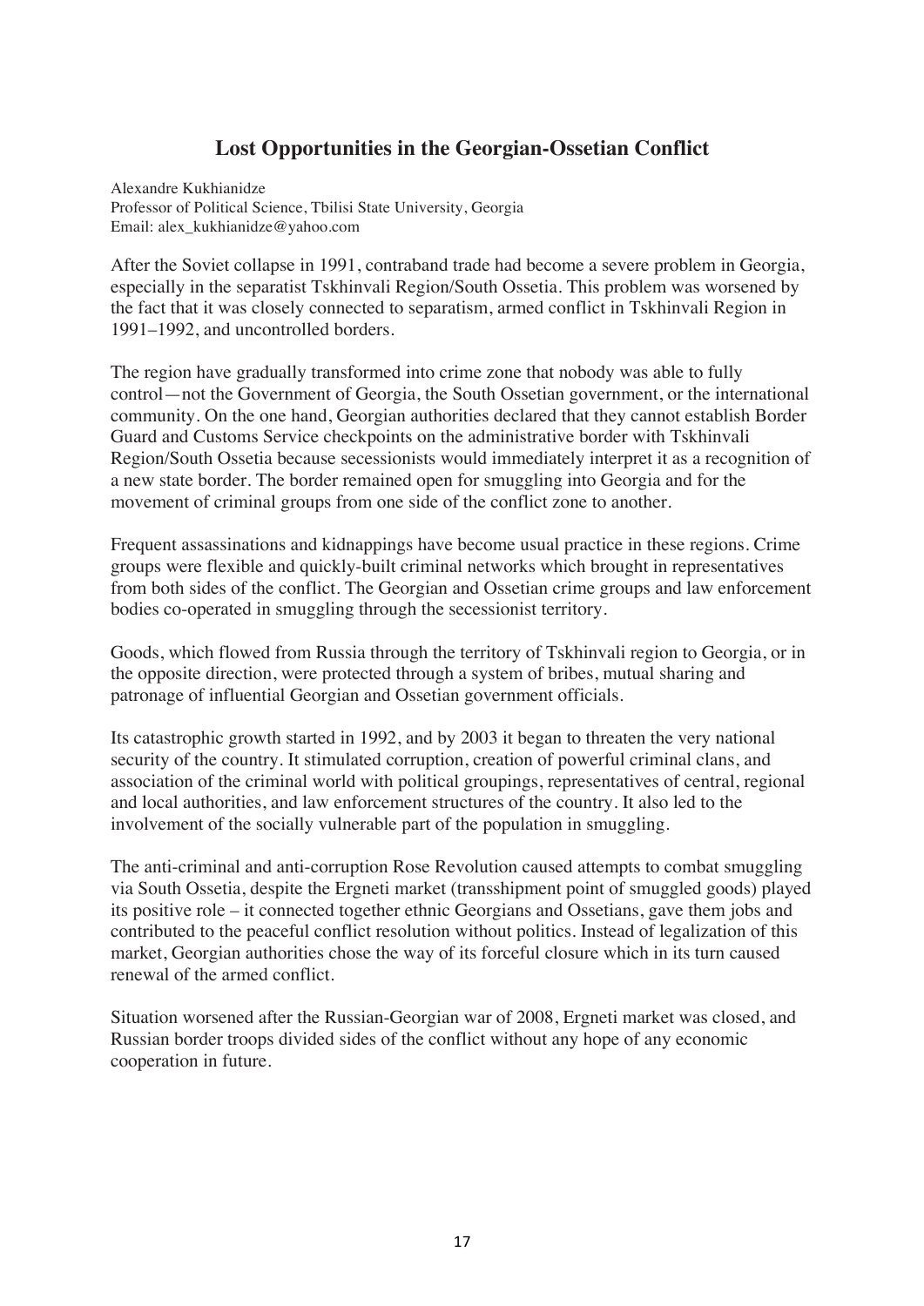## Lost Opportunities in the Georgian-Ossetian Conflict

Alexandre Kukhianidze
Professor of Political Science, Tbilisi State University, Georgia
Email: alex_kukhianidze@yahoo.com

After the Soviet collapse in 1991, contraband trade had become a severe problem in Georgia, especially in the separatist Tskhinvali Region/South Ossetia. This problem was worsened by the fact that it was closely connected to separatism, armed conflict in Tskhinvali Region in 1991–1992, and uncontrolled borders.

The region have gradually transformed into crime zone that nobody was able to fully control—not the Government of Georgia, the South Ossetian government, or the international community. On the one hand, Georgian authorities declared that they cannot establish Border Guard and Customs Service checkpoints on the administrative border with Tskhinvali Region/South Ossetia because secessionists would immediately interpret it as a recognition of a new state border. The border remained open for smuggling into Georgia and for the movement of criminal groups from one side of the conflict zone to another.

Frequent assassinations and kidnappings have become usual practice in these regions. Crime groups were flexible and quickly-built criminal networks which brought in representatives from both sides of the conflict. The Georgian and Ossetian crime groups and law enforcement bodies co-operated in smuggling through the secessionist territory.

Goods, which flowed from Russia through the territory of Tskhinvali region to Georgia, or in the opposite direction, were protected through a system of bribes, mutual sharing and patronage of influential Georgian and Ossetian government officials.

Its catastrophic growth started in 1992, and by 2003 it began to threaten the very national security of the country. It stimulated corruption, creation of powerful criminal clans, and association of the criminal world with political groupings, representatives of central, regional and local authorities, and law enforcement structures of the country. It also led to the involvement of the socially vulnerable part of the population in smuggling.

The anti-criminal and anti-corruption Rose Revolution caused attempts to combat smuggling via South Ossetia, despite the Ergneti market (transshipment point of smuggled goods) played its positive role – it connected together ethnic Georgians and Ossetians, gave them jobs and contributed to the peaceful conflict resolution without politics. Instead of legalization of this market, Georgian authorities chose the way of its forceful closure which in its turn caused renewal of the armed conflict.

Situation worsened after the Russian-Georgian war of 2008, Ergneti market was closed, and Russian border troops divided sides of the conflict without any hope of any economic cooperation in future.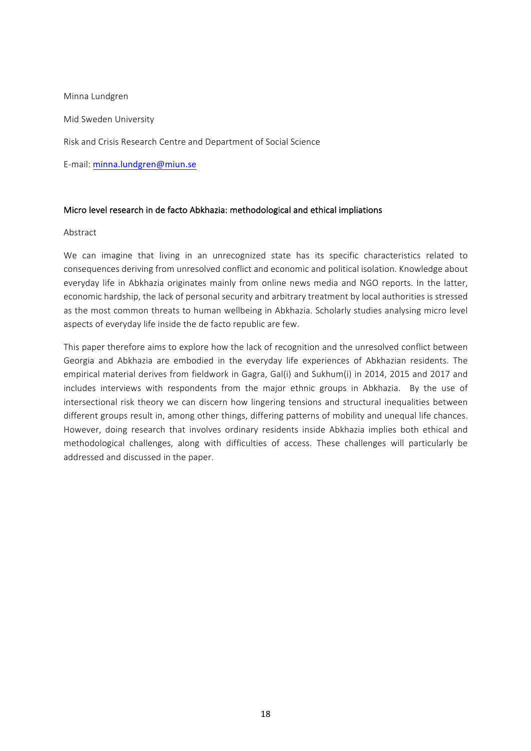Minna Lundgren

Mid Sweden University

Risk and Crisis Research Centre and Department of Social Science

E-mail: minna.lundgren@miun.se

## Micro level research in de facto Abkhazia: methodological and ethical impliations

Abstract

We can imagine that living in an unrecognized state has its specific characteristics related to consequences deriving from unresolved conflict and economic and political isolation. Knowledge about everyday life in Abkhazia originates mainly from online news media and NGO reports. In the latter, economic hardship, the lack of personal security and arbitrary treatment by local authorities is stressed as the most common threats to human wellbeing in Abkhazia. Scholarly studies analysing micro level aspects of everyday life inside the de facto republic are few.

This paper therefore aims to explore how the lack of recognition and the unresolved conflict between Georgia and Abkhazia are embodied in the everyday life experiences of Abkhazian residents. The empirical material derives from fieldwork in Gagra, Gal(i) and Sukhum(i) in 2014, 2015 and 2017 and includes interviews with respondents from the major ethnic groups in Abkhazia. By the use of intersectional risk theory we can discern how lingering tensions and structural inequalities between different groups result in, among other things, differing patterns of mobility and unequal life chances. However, doing research that involves ordinary residents inside Abkhazia implies both ethical and methodological challenges, along with difficulties of access. These challenges will particularly be addressed and discussed in the paper.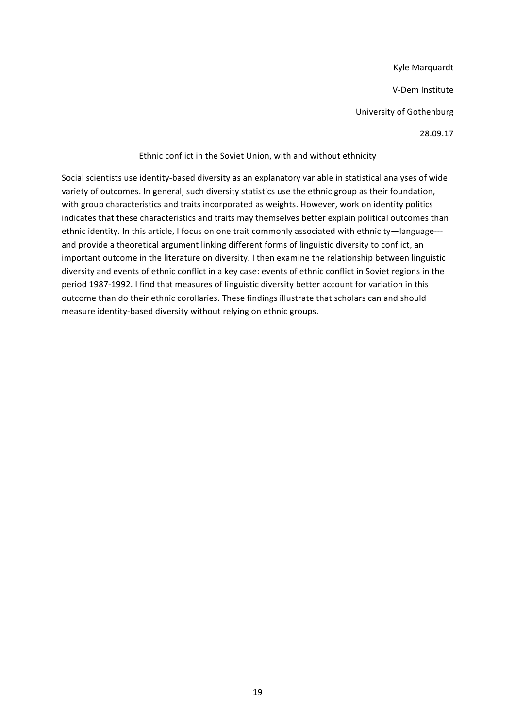Kyle Marquardt

V-Dem Institute

University of Gothenburg

28.09.17

Ethnic conflict in the Soviet Union, with and without ethnicity

Social scientists use identity-based diversity as an explanatory variable in statistical analyses of wide variety of outcomes. In general, such diversity statistics use the ethnic group as their foundation, with group characteristics and traits incorporated as weights. However, work on identity politics indicates that these characteristics and traits may themselves better explain political outcomes than ethnic identity. In this article, I focus on one trait commonly associated with ethnicity—language---and provide a theoretical argument linking different forms of linguistic diversity to conflict, an important outcome in the literature on diversity. I then examine the relationship between linguistic diversity and events of ethnic conflict in a key case: events of ethnic conflict in Soviet regions in the period 1987-1992. I find that measures of linguistic diversity better account for variation in this outcome than do their ethnic corollaries. These findings illustrate that scholars can and should measure identity-based diversity without relying on ethnic groups.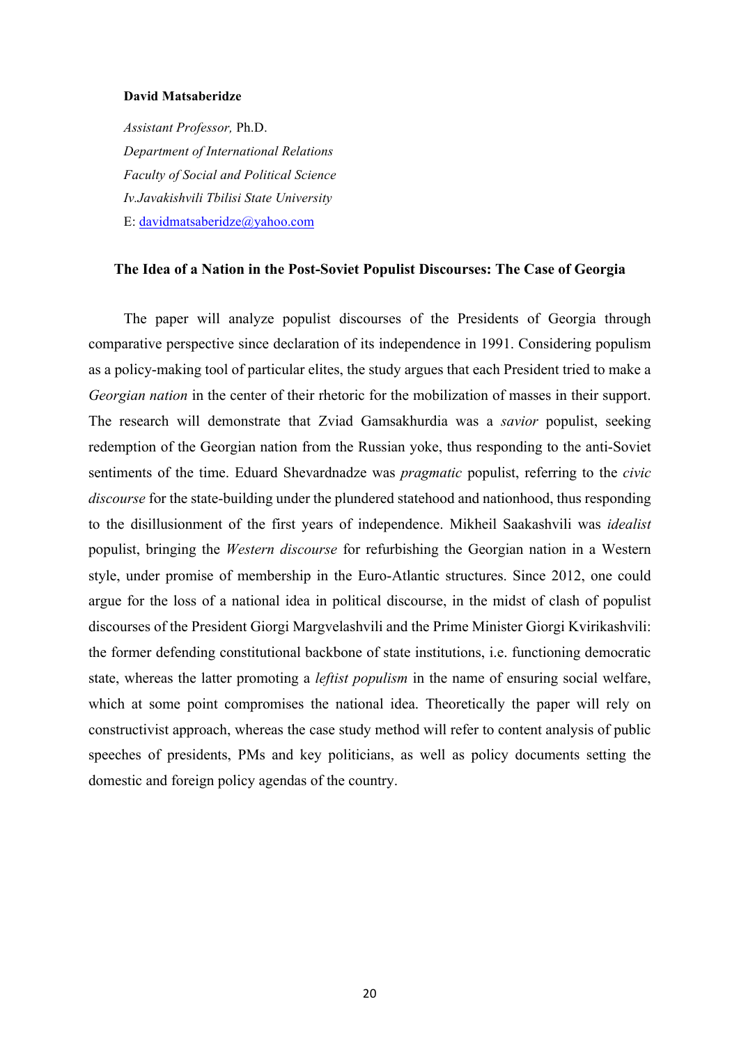**David Matsaberidze**

*Assistant Professor,* Ph.D.
*Department of International Relations*
*Faculty of Social and Political Science*
*Iv.Javakishvili Tbilisi State University*
E: davidmatsaberidze@yahoo.com

## The Idea of a Nation in the Post-Soviet Populist Discourses: The Case of Georgia

The paper will analyze populist discourses of the Presidents of Georgia through comparative perspective since declaration of its independence in 1991. Considering populism as a policy-making tool of particular elites, the study argues that each President tried to make a *Georgian nation* in the center of their rhetoric for the mobilization of masses in their support. The research will demonstrate that Zviad Gamsakhurdia was a *savior* populist, seeking redemption of the Georgian nation from the Russian yoke, thus responding to the anti-Soviet sentiments of the time. Eduard Shevardnadze was *pragmatic* populist, referring to the *civic discourse* for the state-building under the plundered statehood and nationhood, thus responding to the disillusionment of the first years of independence. Mikheil Saakashvili was *idealist* populist, bringing the *Western discourse* for refurbishing the Georgian nation in a Western style, under promise of membership in the Euro-Atlantic structures. Since 2012, one could argue for the loss of a national idea in political discourse, in the midst of clash of populist discourses of the President Giorgi Margvelashvili and the Prime Minister Giorgi Kvirikashvili: the former defending constitutional backbone of state institutions, i.e. functioning democratic state, whereas the latter promoting a *leftist populism* in the name of ensuring social welfare, which at some point compromises the national idea. Theoretically the paper will rely on constructivist approach, whereas the case study method will refer to content analysis of public speeches of presidents, PMs and key politicians, as well as policy documents setting the domestic and foreign policy agendas of the country.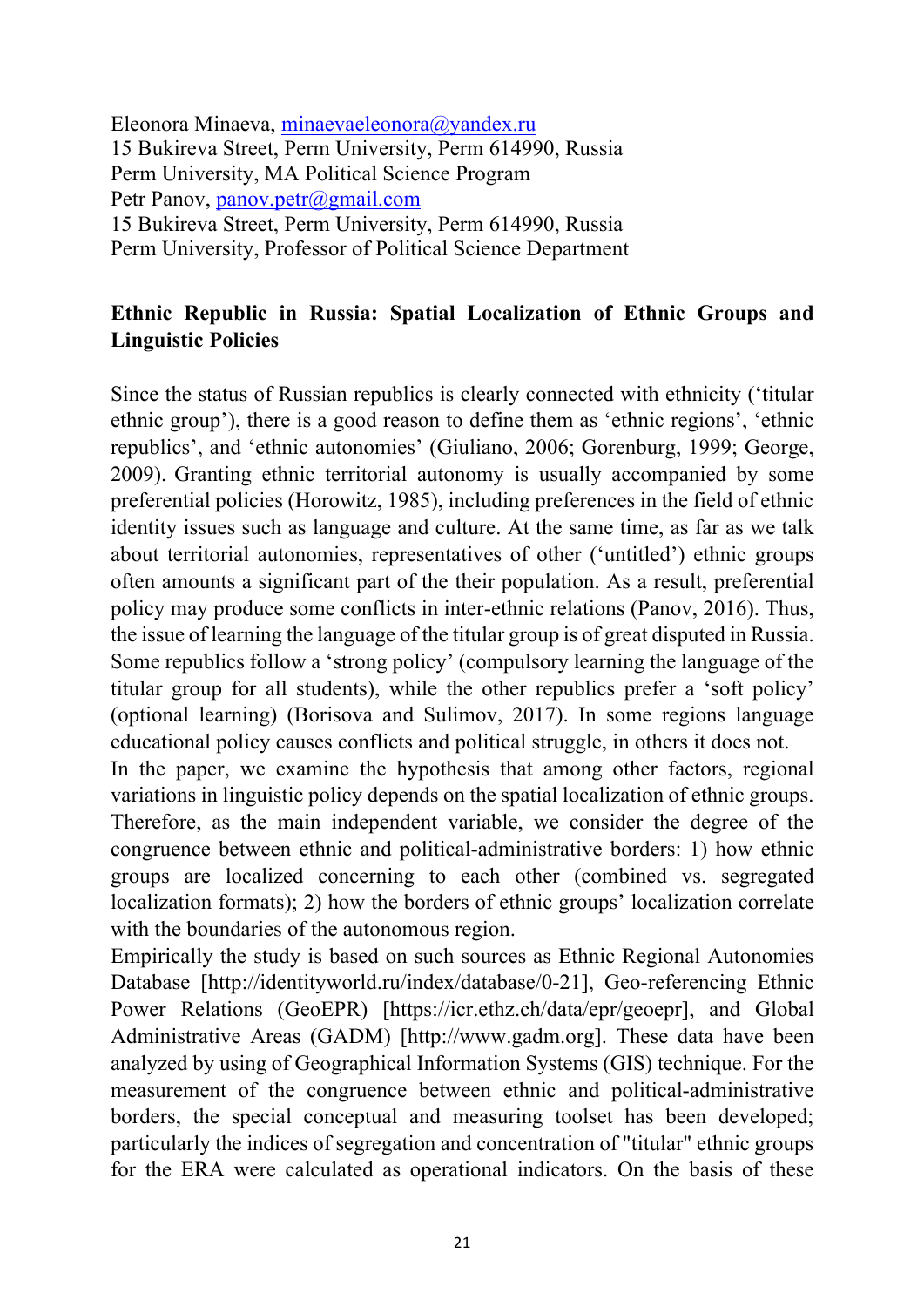Eleonora Minaeva, minaevaeleonora@yandex.ru
15 Bukireva Street, Perm University, Perm 614990, Russia
Perm University, MA Political Science Program
Petr Panov, panov.petr@gmail.com
15 Bukireva Street, Perm University, Perm 614990, Russia
Perm University, Professor of Political Science Department

**Ethnic Republic in Russia: Spatial Localization of Ethnic Groups and Linguistic Policies**

Since the status of Russian republics is clearly connected with ethnicity ('titular ethnic group'), there is a good reason to define them as 'ethnic regions', 'ethnic republics', and 'ethnic autonomies' (Giuliano, 2006; Gorenburg, 1999; George, 2009). Granting ethnic territorial autonomy is usually accompanied by some preferential policies (Horowitz, 1985), including preferences in the field of ethnic identity issues such as language and culture. At the same time, as far as we talk about territorial autonomies, representatives of other ('untitled') ethnic groups often amounts a significant part of the their population. As a result, preferential policy may produce some conflicts in inter-ethnic relations (Panov, 2016). Thus, the issue of learning the language of the titular group is of great disputed in Russia. Some republics follow a 'strong policy' (compulsory learning the language of the titular group for all students), while the other republics prefer a 'soft policy' (optional learning) (Borisova and Sulimov, 2017). In some regions language educational policy causes conflicts and political struggle, in others it does not.

In the paper, we examine the hypothesis that among other factors, regional variations in linguistic policy depends on the spatial localization of ethnic groups. Therefore, as the main independent variable, we consider the degree of the congruence between ethnic and political-administrative borders: 1) how ethnic groups are localized concerning to each other (combined vs. segregated localization formats); 2) how the borders of ethnic groups' localization correlate with the boundaries of the autonomous region.

Empirically the study is based on such sources as Ethnic Regional Autonomies Database [http://identityworld.ru/index/database/0-21], Geo-referencing Ethnic Power Relations (GeoEPR) [https://icr.ethz.ch/data/epr/geoepr], and Global Administrative Areas (GADM) [http://www.gadm.org]. These data have been analyzed by using of Geographical Information Systems (GIS) technique. For the measurement of the congruence between ethnic and political-administrative borders, the special conceptual and measuring toolset has been developed; particularly the indices of segregation and concentration of "titular" ethnic groups for the ERA were calculated as operational indicators. On the basis of these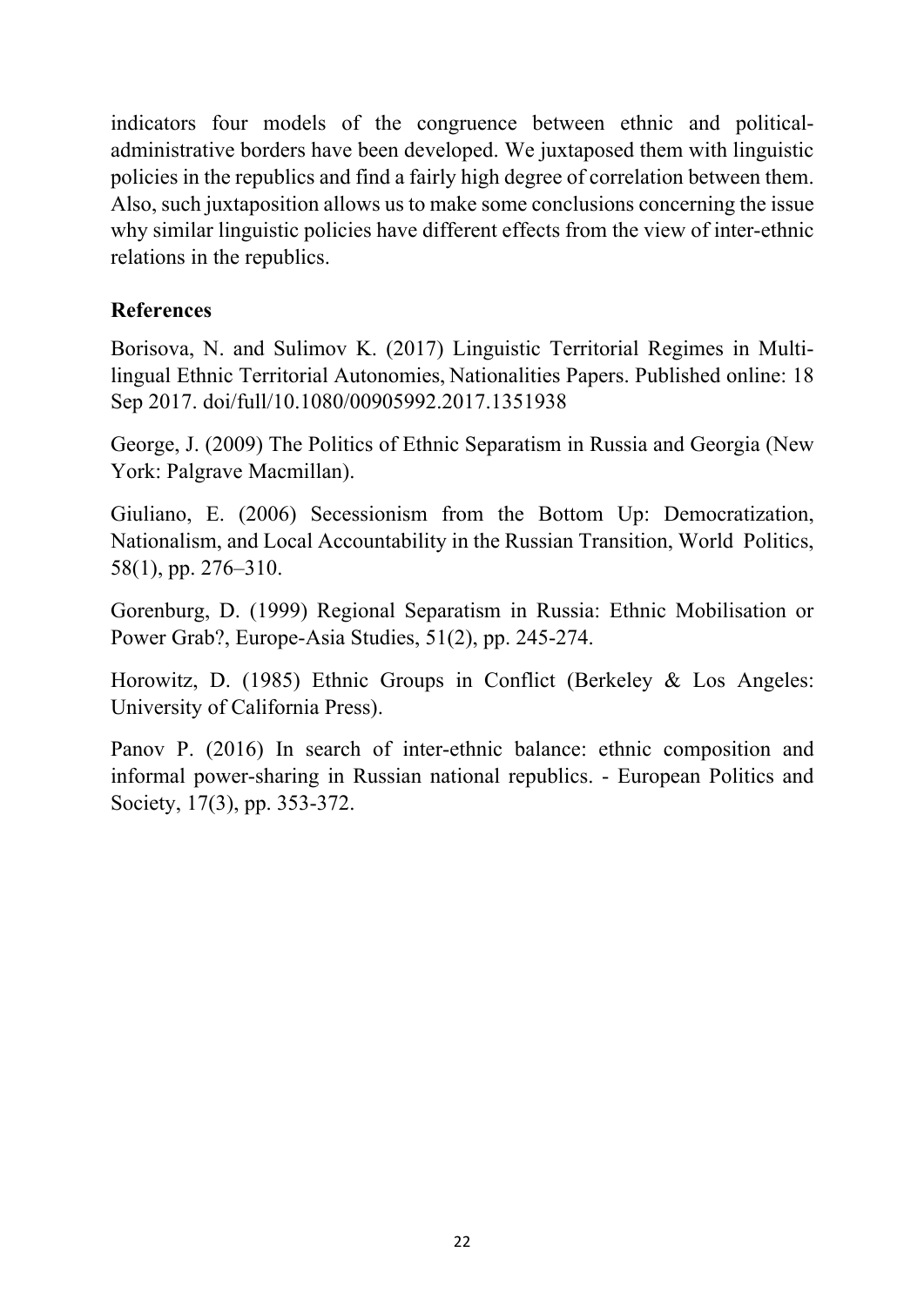indicators four models of the congruence between ethnic and political-administrative borders have been developed. We juxtaposed them with linguistic policies in the republics and find a fairly high degree of correlation between them. Also, such juxtaposition allows us to make some conclusions concerning the issue why similar linguistic policies have different effects from the view of inter-ethnic relations in the republics.

## References

Borisova, N. and Sulimov K. (2017) Linguistic Territorial Regimes in Multi-lingual Ethnic Territorial Autonomies, Nationalities Papers. Published online: 18 Sep 2017. doi/full/10.1080/00905992.2017.1351938

George, J. (2009) The Politics of Ethnic Separatism in Russia and Georgia (New York: Palgrave Macmillan).

Giuliano, E. (2006) Secessionism from the Bottom Up: Democratization, Nationalism, and Local Accountability in the Russian Transition, World Politics, 58(1), pp. 276–310.

Gorenburg, D. (1999) Regional Separatism in Russia: Ethnic Mobilisation or Power Grab?, Europe-Asia Studies, 51(2), pp. 245-274.

Horowitz, D. (1985) Ethnic Groups in Conflict (Berkeley & Los Angeles: University of California Press).

Panov P. (2016) In search of inter-ethnic balance: ethnic composition and informal power-sharing in Russian national republics. - European Politics and Society, 17(3), pp. 353-372.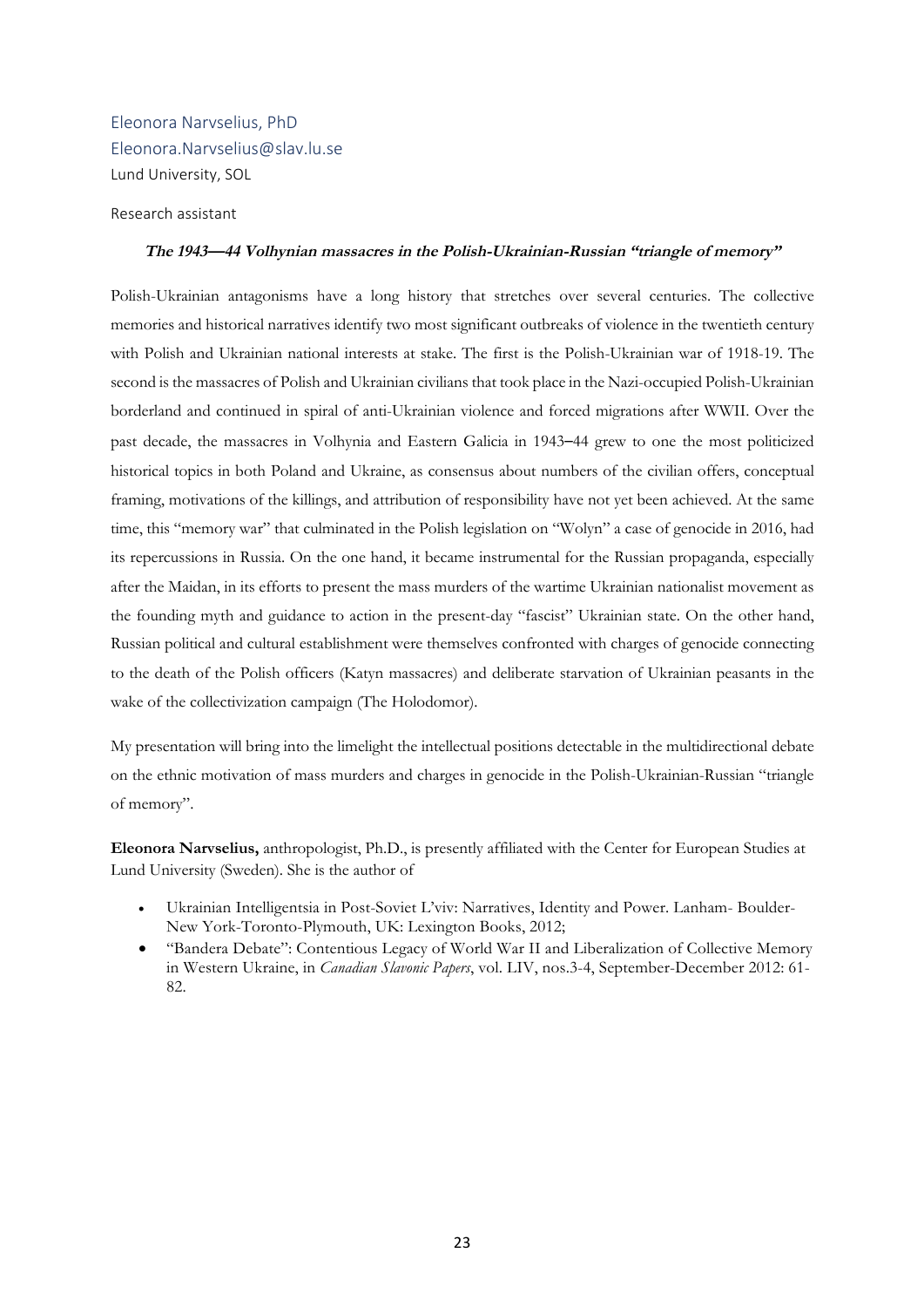Eleonora Narvselius, PhD
Eleonora.Narvselius@slav.lu.se
Lund University, SOL

Research assistant

### *The 1943—44 Volhynian massacres in the Polish-Ukrainian-Russian "triangle of memory"*

Polish-Ukrainian antagonisms have a long history that stretches over several centuries. The collective memories and historical narratives identify two most significant outbreaks of violence in the twentieth century with Polish and Ukrainian national interests at stake. The first is the Polish-Ukrainian war of 1918-19. The second is the massacres of Polish and Ukrainian civilians that took place in the Nazi-occupied Polish-Ukrainian borderland and continued in spiral of anti-Ukrainian violence and forced migrations after WWII. Over the past decade, the massacres in Volhynia and Eastern Galicia in 1943–44 grew to one the most politicized historical topics in both Poland and Ukraine, as consensus about numbers of the civilian offers, conceptual framing, motivations of the killings, and attribution of responsibility have not yet been achieved. At the same time, this "memory war" that culminated in the Polish legislation on "Wolyn" a case of genocide in 2016, had its repercussions in Russia. On the one hand, it became instrumental for the Russian propaganda, especially after the Maidan, in its efforts to present the mass murders of the wartime Ukrainian nationalist movement as the founding myth and guidance to action in the present-day "fascist" Ukrainian state. On the other hand, Russian political and cultural establishment were themselves confronted with charges of genocide connecting to the death of the Polish officers (Katyn massacres) and deliberate starvation of Ukrainian peasants in the wake of the collectivization campaign (The Holodomor).

My presentation will bring into the limelight the intellectual positions detectable in the multidirectional debate on the ethnic motivation of mass murders and charges in genocide in the Polish-Ukrainian-Russian "triangle of memory".

**Eleonora Narvselius,** anthropologist, Ph.D., is presently affiliated with the Center for European Studies at Lund University (Sweden). She is the author of

- Ukrainian Intelligentsia in Post-Soviet L'viv: Narratives, Identity and Power. Lanham- Boulder-New York-Toronto-Plymouth, UK: Lexington Books, 2012;
- "Bandera Debate": Contentious Legacy of World War II and Liberalization of Collective Memory in Western Ukraine, in *Canadian Slavonic Papers*, vol. LIV, nos.3-4, September-December 2012: 61-82.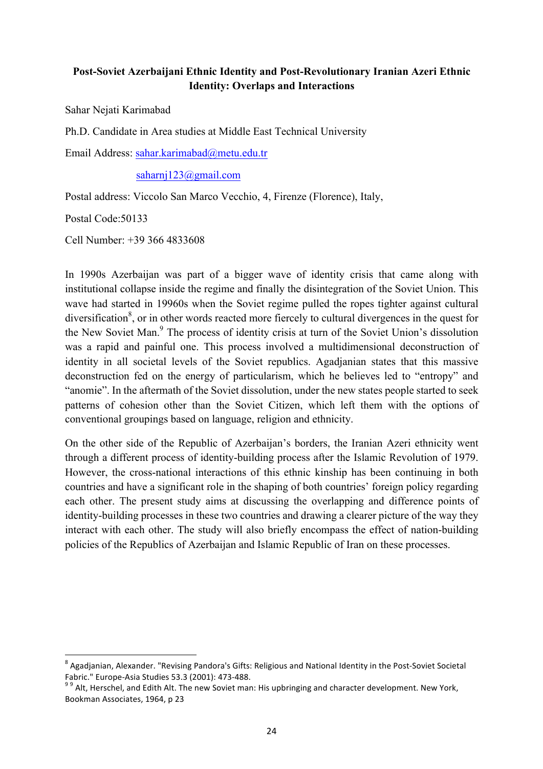**Post-Soviet Azerbaijani Ethnic Identity and Post-Revolutionary Iranian Azeri Ethnic Identity: Overlaps and Interactions**

Sahar Nejati Karimabad

Ph.D. Candidate in Area studies at Middle East Technical University

Email Address: sahar.karimabad@metu.edu.tr

saharnj123@gmail.com

Postal address: Viccolo San Marco Vecchio, 4, Firenze (Florence), Italy,

Postal Code:50133

Cell Number: +39 366 4833608

In 1990s Azerbaijan was part of a bigger wave of identity crisis that came along with institutional collapse inside the regime and finally the disintegration of the Soviet Union. This wave had started in 19960s when the Soviet regime pulled the ropes tighter against cultural diversification[8], or in other words reacted more fiercely to cultural divergences in the quest for the New Soviet Man.[9] The process of identity crisis at turn of the Soviet Union's dissolution was a rapid and painful one. This process involved a multidimensional deconstruction of identity in all societal levels of the Soviet republics. Agadjanian states that this massive deconstruction fed on the energy of particularism, which he believes led to "entropy" and "anomie". In the aftermath of the Soviet dissolution, under the new states people started to seek patterns of cohesion other than the Soviet Citizen, which left them with the options of conventional groupings based on language, religion and ethnicity.

On the other side of the Republic of Azerbaijan's borders, the Iranian Azeri ethnicity went through a different process of identity-building process after the Islamic Revolution of 1979. However, the cross-national interactions of this ethnic kinship has been continuing in both countries and have a significant role in the shaping of both countries' foreign policy regarding each other. The present study aims at discussing the overlapping and difference points of identity-building processes in these two countries and drawing a clearer picture of the way they interact with each other. The study will also briefly encompass the effect of nation-building policies of the Republics of Azerbaijan and Islamic Republic of Iran on these processes.

---

[8] Agadjanian, Alexander. "Revising Pandora's Gifts: Religious and National Identity in the Post-Soviet Societal Fabric." Europe-Asia Studies 53.3 (2001): 473-488.

[9] [9] Alt, Herschel, and Edith Alt. The new Soviet man: His upbringing and character development. New York, Bookman Associates, 1964, p 23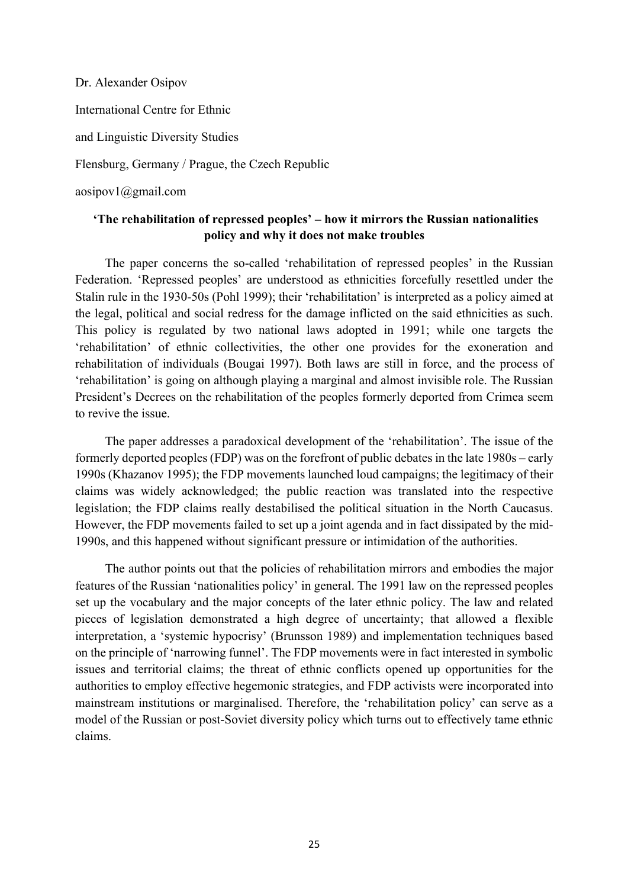Dr. Alexander Osipov

International Centre for Ethnic

and Linguistic Diversity Studies

Flensburg, Germany / Prague, the Czech Republic

aosipov1@gmail.com

## 'The rehabilitation of repressed peoples' – how it mirrors the Russian nationalities policy and why it does not make troubles

The paper concerns the so-called 'rehabilitation of repressed peoples' in the Russian Federation. 'Repressed peoples' are understood as ethnicities forcefully resettled under the Stalin rule in the 1930-50s (Pohl 1999); their 'rehabilitation' is interpreted as a policy aimed at the legal, political and social redress for the damage inflicted on the said ethnicities as such. This policy is regulated by two national laws adopted in 1991; while one targets the 'rehabilitation' of ethnic collectivities, the other one provides for the exoneration and rehabilitation of individuals (Bougai 1997). Both laws are still in force, and the process of 'rehabilitation' is going on although playing a marginal and almost invisible role. The Russian President's Decrees on the rehabilitation of the peoples formerly deported from Crimea seem to revive the issue.

The paper addresses a paradoxical development of the 'rehabilitation'. The issue of the formerly deported peoples (FDP) was on the forefront of public debates in the late 1980s – early 1990s (Khazanov 1995); the FDP movements launched loud campaigns; the legitimacy of their claims was widely acknowledged; the public reaction was translated into the respective legislation; the FDP claims really destabilised the political situation in the North Caucasus. However, the FDP movements failed to set up a joint agenda and in fact dissipated by the mid-1990s, and this happened without significant pressure or intimidation of the authorities.

The author points out that the policies of rehabilitation mirrors and embodies the major features of the Russian 'nationalities policy' in general. The 1991 law on the repressed peoples set up the vocabulary and the major concepts of the later ethnic policy. The law and related pieces of legislation demonstrated a high degree of uncertainty; that allowed a flexible interpretation, a 'systemic hypocrisy' (Brunsson 1989) and implementation techniques based on the principle of 'narrowing funnel'. The FDP movements were in fact interested in symbolic issues and territorial claims; the threat of ethnic conflicts opened up opportunities for the authorities to employ effective hegemonic strategies, and FDP activists were incorporated into mainstream institutions or marginalised. Therefore, the 'rehabilitation policy' can serve as a model of the Russian or post-Soviet diversity policy which turns out to effectively tame ethnic claims.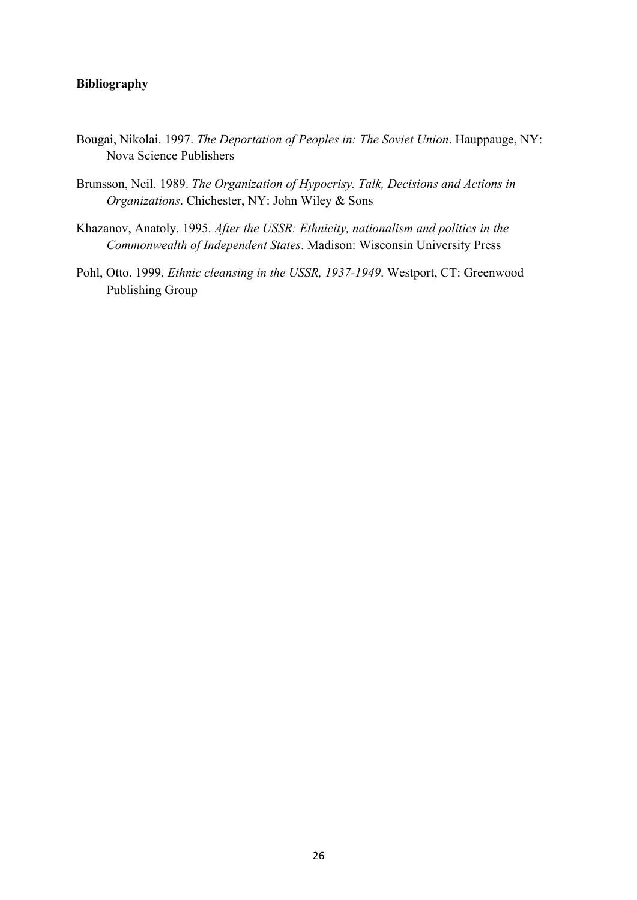**Bibliography**

Bougai, Nikolai. 1997. *The Deportation of Peoples in: The Soviet Union*. Hauppauge, NY: Nova Science Publishers

Brunsson, Neil. 1989. *The Organization of Hypocrisy. Talk, Decisions and Actions in Organizations*. Chichester, NY: John Wiley & Sons

Khazanov, Anatoly. 1995. *After the USSR: Ethnicity, nationalism and politics in the Commonwealth of Independent States*. Madison: Wisconsin University Press

Pohl, Otto. 1999. *Ethnic cleansing in the USSR, 1937-1949*. Westport, CT: Greenwood Publishing Group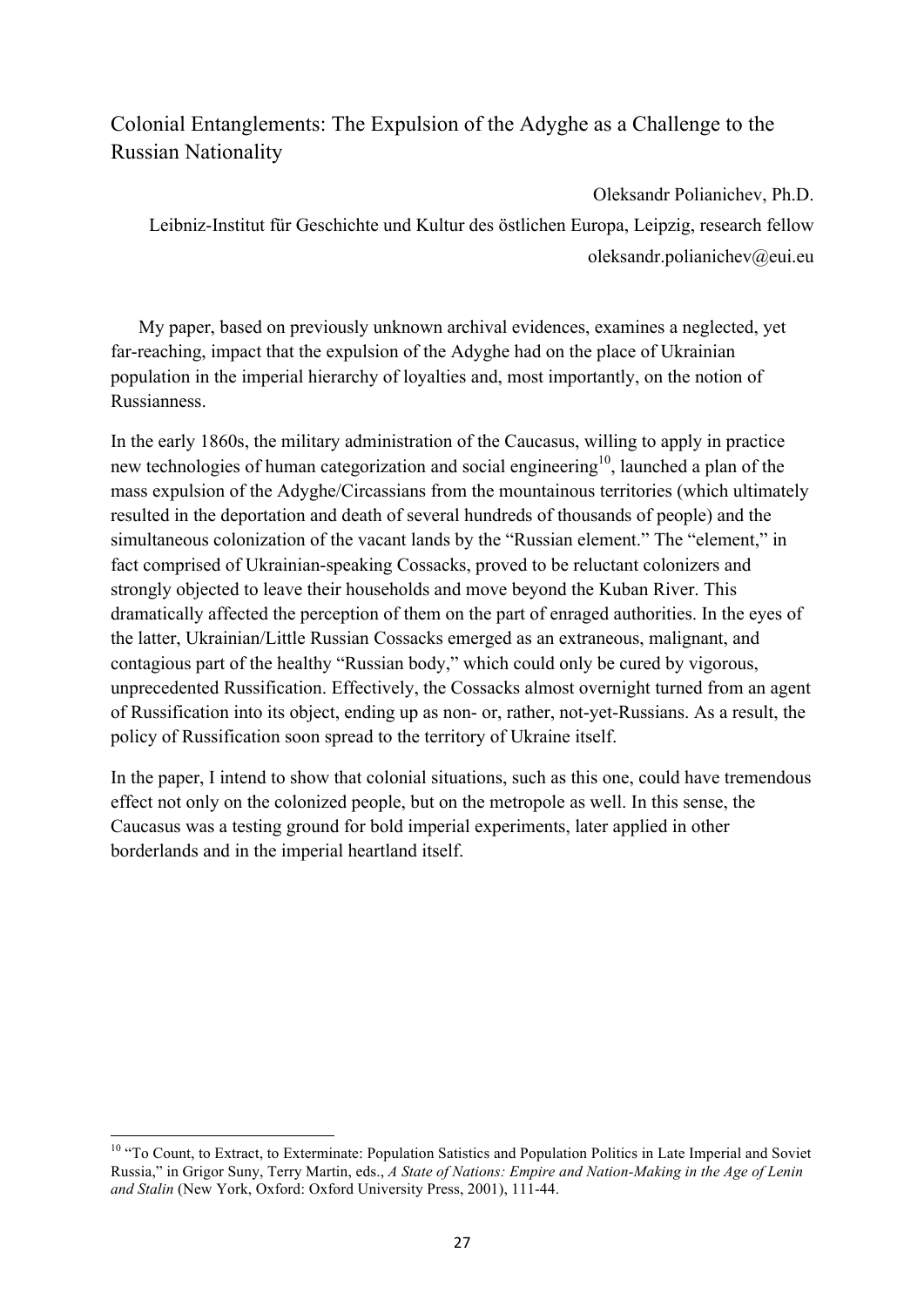## Colonial Entanglements: The Expulsion of the Adyghe as a Challenge to the Russian Nationality

Oleksandr Polianichev, Ph.D.

Leibniz-Institut für Geschichte und Kultur des östlichen Europa, Leipzig, research fellow

oleksandr.polianichev@eui.eu

My paper, based on previously unknown archival evidences, examines a neglected, yet far-reaching, impact that the expulsion of the Adyghe had on the place of Ukrainian population in the imperial hierarchy of loyalties and, most importantly, on the notion of Russianness.

In the early 1860s, the military administration of the Caucasus, willing to apply in practice new technologies of human categorization and social engineering[10], launched a plan of the mass expulsion of the Adyghe/Circassians from the mountainous territories (which ultimately resulted in the deportation and death of several hundreds of thousands of people) and the simultaneous colonization of the vacant lands by the "Russian element." The "element," in fact comprised of Ukrainian-speaking Cossacks, proved to be reluctant colonizers and strongly objected to leave their households and move beyond the Kuban River. This dramatically affected the perception of them on the part of enraged authorities. In the eyes of the latter, Ukrainian/Little Russian Cossacks emerged as an extraneous, malignant, and contagious part of the healthy "Russian body," which could only be cured by vigorous, unprecedented Russification. Effectively, the Cossacks almost overnight turned from an agent of Russification into its object, ending up as non- or, rather, not-yet-Russians. As a result, the policy of Russification soon spread to the territory of Ukraine itself.

In the paper, I intend to show that colonial situations, such as this one, could have tremendous effect not only on the colonized people, but on the metropole as well. In this sense, the Caucasus was a testing ground for bold imperial experiments, later applied in other borderlands and in the imperial heartland itself.

---

[10] "To Count, to Extract, to Exterminate: Population Satistics and Population Politics in Late Imperial and Soviet Russia," in Grigor Suny, Terry Martin, eds., *A State of Nations: Empire and Nation-Making in the Age of Lenin and Stalin* (New York, Oxford: Oxford University Press, 2001), 111-44.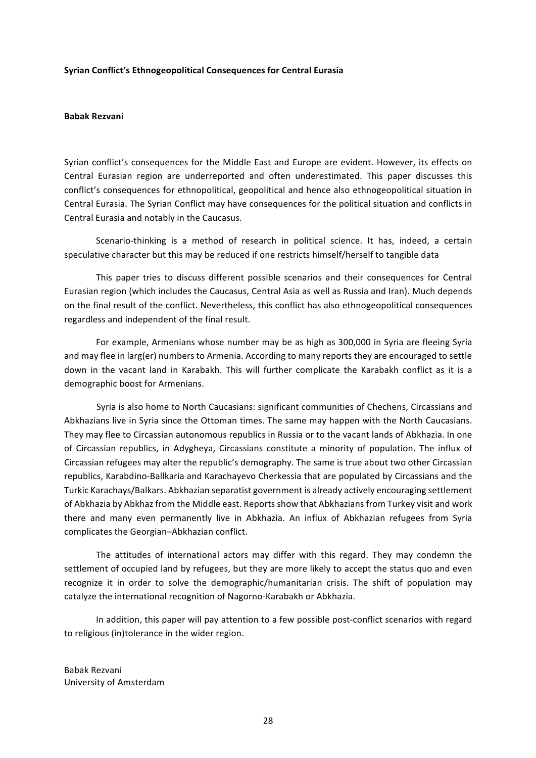**Syrian Conflict's Ethnogeopolitical Consequences for Central Eurasia**

**Babak Rezvani**

Syrian conflict's consequences for the Middle East and Europe are evident. However, its effects on Central Eurasian region are underreported and often underestimated. This paper discusses this conflict's consequences for ethnopolitical, geopolitical and hence also ethnogeopolitical situation in Central Eurasia. The Syrian Conflict may have consequences for the political situation and conflicts in Central Eurasia and notably in the Caucasus.

Scenario-thinking is a method of research in political science. It has, indeed, a certain speculative character but this may be reduced if one restricts himself/herself to tangible data

This paper tries to discuss different possible scenarios and their consequences for Central Eurasian region (which includes the Caucasus, Central Asia as well as Russia and Iran). Much depends on the final result of the conflict. Nevertheless, this conflict has also ethnogeopolitical consequences regardless and independent of the final result.

For example, Armenians whose number may be as high as 300,000 in Syria are fleeing Syria and may flee in larg(er) numbers to Armenia. According to many reports they are encouraged to settle down in the vacant land in Karabakh. This will further complicate the Karabakh conflict as it is a demographic boost for Armenians.

Syria is also home to North Caucasians: significant communities of Chechens, Circassians and Abkhazians live in Syria since the Ottoman times. The same may happen with the North Caucasians. They may flee to Circassian autonomous republics in Russia or to the vacant lands of Abkhazia. In one of Circassian republics, in Adygheya, Circassians constitute a minority of population. The influx of Circassian refugees may alter the republic's demography. The same is true about two other Circassian republics, Karabdino-Ballkaria and Karachayevo Cherkessia that are populated by Circassians and the Turkic Karachays/Balkars. Abkhazian separatist government is already actively encouraging settlement of Abkhazia by Abkhaz from the Middle east. Reports show that Abkhazians from Turkey visit and work there and many even permanently live in Abkhazia. An influx of Abkhazian refugees from Syria complicates the Georgian–Abkhazian conflict.

The attitudes of international actors may differ with this regard. They may condemn the settlement of occupied land by refugees, but they are more likely to accept the status quo and even recognize it in order to solve the demographic/humanitarian crisis. The shift of population may catalyze the international recognition of Nagorno-Karabakh or Abkhazia.

In addition, this paper will pay attention to a few possible post-conflict scenarios with regard to religious (in)tolerance in the wider region.

Babak Rezvani
University of Amsterdam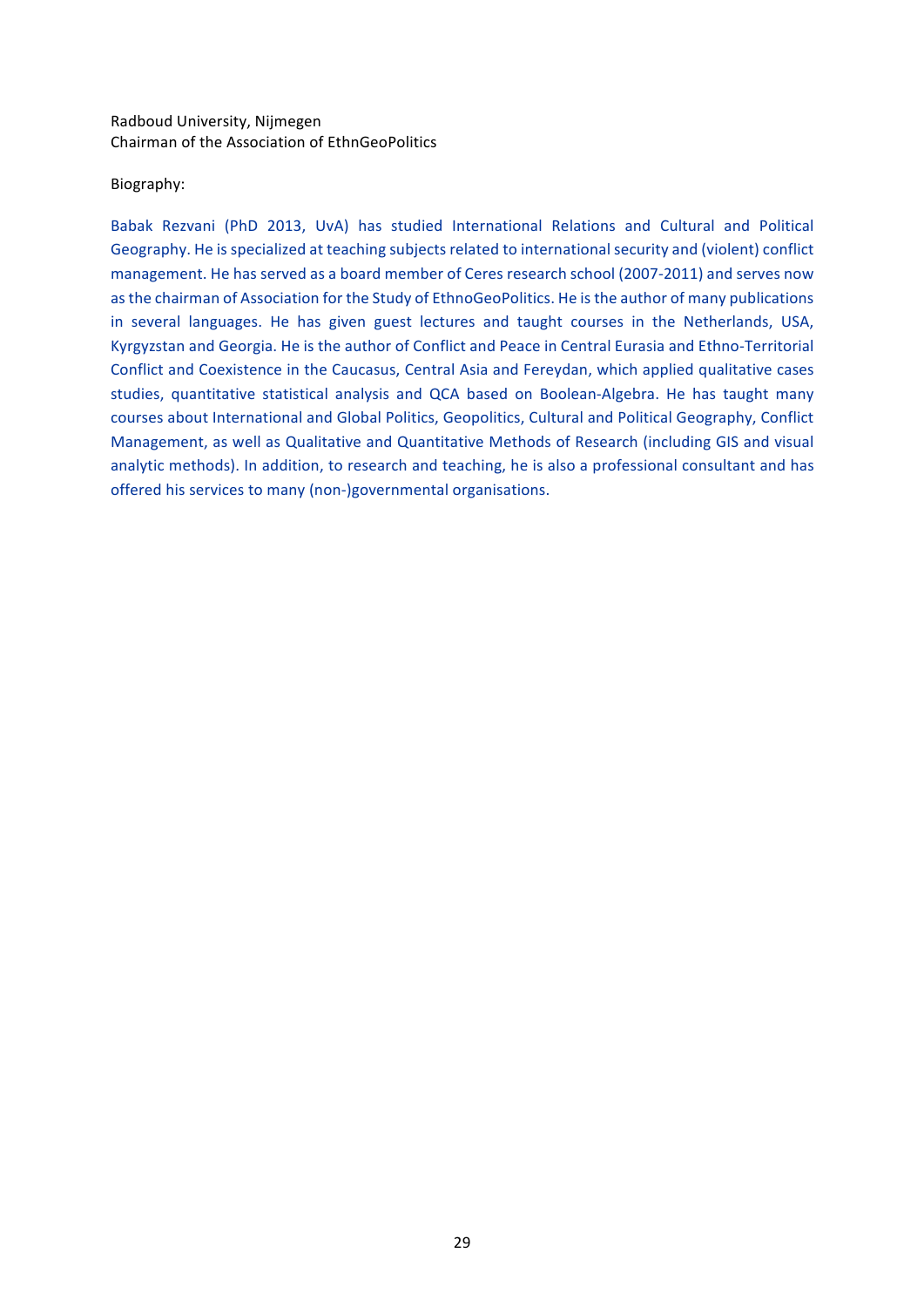Radboud University, Nijmegen
Chairman of the Association of EthnGeoPolitics

Biography:

Babak Rezvani (PhD 2013, UvA) has studied International Relations and Cultural and Political Geography. He is specialized at teaching subjects related to international security and (violent) conflict management. He has served as a board member of Ceres research school (2007-2011) and serves now as the chairman of Association for the Study of EthnoGeoPolitics. He is the author of many publications in several languages. He has given guest lectures and taught courses in the Netherlands, USA, Kyrgyzstan and Georgia. He is the author of Conflict and Peace in Central Eurasia and Ethno-Territorial Conflict and Coexistence in the Caucasus, Central Asia and Fereydan, which applied qualitative cases studies, quantitative statistical analysis and QCA based on Boolean-Algebra. He has taught many courses about International and Global Politics, Geopolitics, Cultural and Political Geography, Conflict Management, as well as Qualitative and Quantitative Methods of Research (including GIS and visual analytic methods). In addition, to research and teaching, he is also a professional consultant and has offered his services to many (non-)governmental organisations.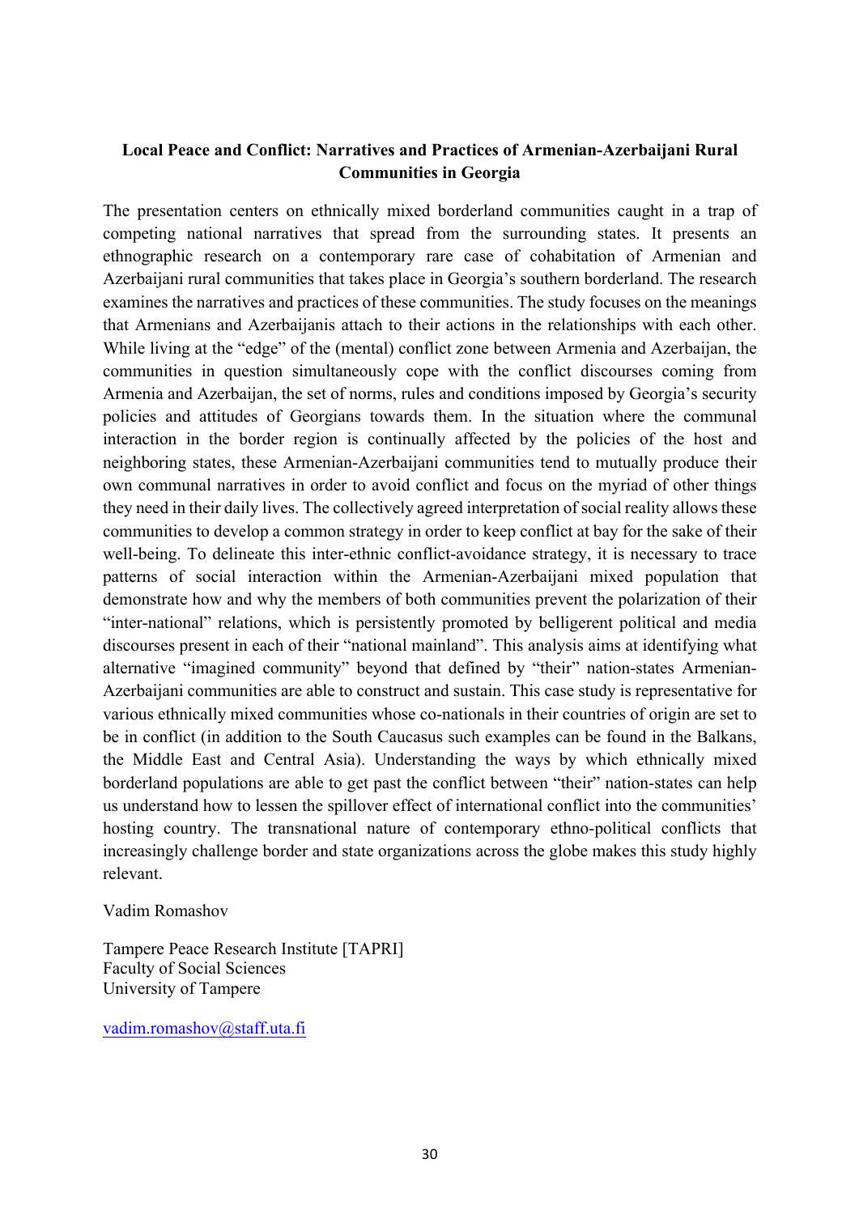**Local Peace and Conflict: Narratives and Practices of Armenian-Azerbaijani Rural Communities in Georgia**

The presentation centers on ethnically mixed borderland communities caught in a trap of competing national narratives that spread from the surrounding states. It presents an ethnographic research on a contemporary rare case of cohabitation of Armenian and Azerbaijani rural communities that takes place in Georgia's southern borderland. The research examines the narratives and practices of these communities. The study focuses on the meanings that Armenians and Azerbaijanis attach to their actions in the relationships with each other. While living at the "edge" of the (mental) conflict zone between Armenia and Azerbaijan, the communities in question simultaneously cope with the conflict discourses coming from Armenia and Azerbaijan, the set of norms, rules and conditions imposed by Georgia's security policies and attitudes of Georgians towards them. In the situation where the communal interaction in the border region is continually affected by the policies of the host and neighboring states, these Armenian-Azerbaijani communities tend to mutually produce their own communal narratives in order to avoid conflict and focus on the myriad of other things they need in their daily lives. The collectively agreed interpretation of social reality allows these communities to develop a common strategy in order to keep conflict at bay for the sake of their well-being. To delineate this inter-ethnic conflict-avoidance strategy, it is necessary to trace patterns of social interaction within the Armenian-Azerbaijani mixed population that demonstrate how and why the members of both communities prevent the polarization of their "inter-national" relations, which is persistently promoted by belligerent political and media discourses present in each of their "national mainland". This analysis aims at identifying what alternative "imagined community" beyond that defined by "their" nation-states Armenian-Azerbaijani communities are able to construct and sustain. This case study is representative for various ethnically mixed communities whose co-nationals in their countries of origin are set to be in conflict (in addition to the South Caucasus such examples can be found in the Balkans, the Middle East and Central Asia). Understanding the ways by which ethnically mixed borderland populations are able to get past the conflict between "their" nation-states can help us understand how to lessen the spillover effect of international conflict into the communities' hosting country. The transnational nature of contemporary ethno-political conflicts that increasingly challenge border and state organizations across the globe makes this study highly relevant.

Vadim Romashov

Tampere Peace Research Institute [TAPRI]
Faculty of Social Sciences
University of Tampere

vadim.romashov@staff.uta.fi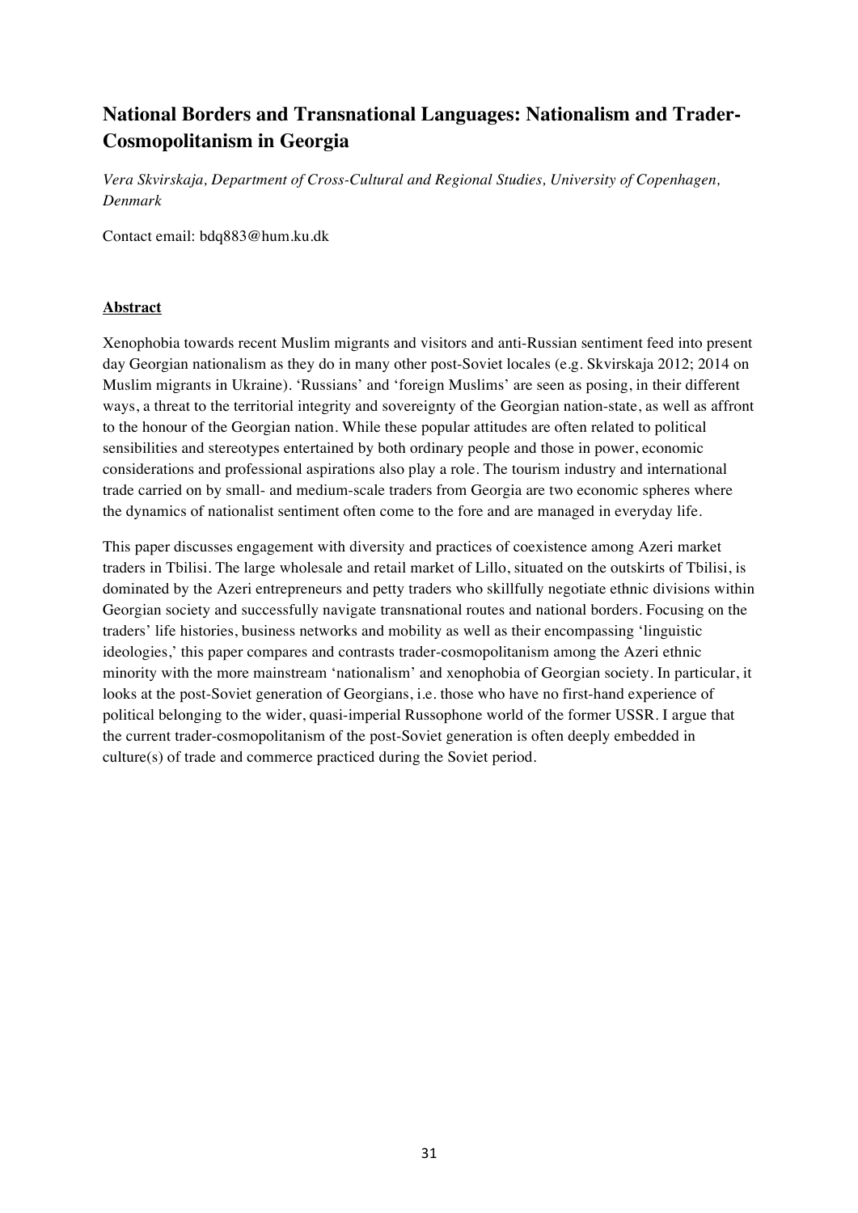## National Borders and Transnational Languages: Nationalism and Trader-Cosmopolitanism in Georgia

*Vera Skvirskaja, Department of Cross-Cultural and Regional Studies, University of Copenhagen, Denmark*

Contact email: bdq883@hum.ku.dk

**Abstract**

Xenophobia towards recent Muslim migrants and visitors and anti-Russian sentiment feed into present day Georgian nationalism as they do in many other post-Soviet locales (e.g. Skvirskaja 2012; 2014 on Muslim migrants in Ukraine). 'Russians' and 'foreign Muslims' are seen as posing, in their different ways, a threat to the territorial integrity and sovereignty of the Georgian nation-state, as well as affront to the honour of the Georgian nation. While these popular attitudes are often related to political sensibilities and stereotypes entertained by both ordinary people and those in power, economic considerations and professional aspirations also play a role. The tourism industry and international trade carried on by small- and medium-scale traders from Georgia are two economic spheres where the dynamics of nationalist sentiment often come to the fore and are managed in everyday life.

This paper discusses engagement with diversity and practices of coexistence among Azeri market traders in Tbilisi. The large wholesale and retail market of Lillo, situated on the outskirts of Tbilisi, is dominated by the Azeri entrepreneurs and petty traders who skillfully negotiate ethnic divisions within Georgian society and successfully navigate transnational routes and national borders. Focusing on the traders' life histories, business networks and mobility as well as their encompassing 'linguistic ideologies,' this paper compares and contrasts trader-cosmopolitanism among the Azeri ethnic minority with the more mainstream 'nationalism' and xenophobia of Georgian society. In particular, it looks at the post-Soviet generation of Georgians, i.e. those who have no first-hand experience of political belonging to the wider, quasi-imperial Russophone world of the former USSR. I argue that the current trader-cosmopolitanism of the post-Soviet generation is often deeply embedded in culture(s) of trade and commerce practiced during the Soviet period.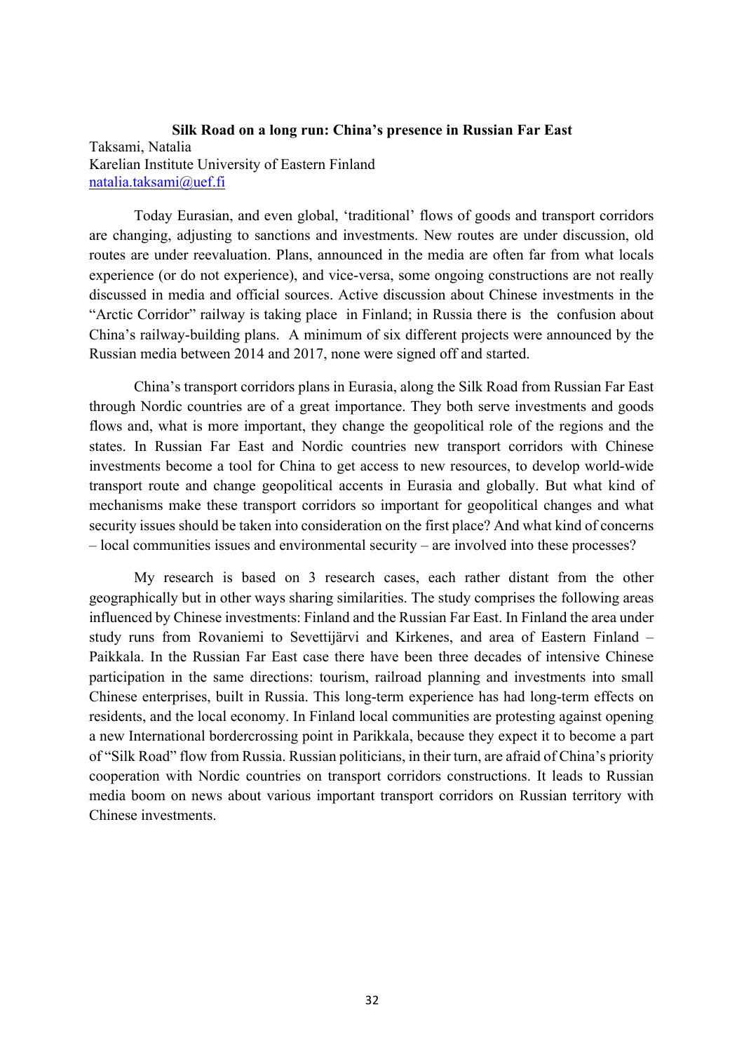**Silk Road on a long run: China's presence in Russian Far East**

Taksami, Natalia
Karelian Institute University of Eastern Finland
natalia.taksami@uef.fi

Today Eurasian, and even global, 'traditional' flows of goods and transport corridors are changing, adjusting to sanctions and investments. New routes are under discussion, old routes are under reevaluation. Plans, announced in the media are often far from what locals experience (or do not experience), and vice-versa, some ongoing constructions are not really discussed in media and official sources. Active discussion about Chinese investments in the "Arctic Corridor" railway is taking place in Finland; in Russia there is the confusion about China's railway-building plans. A minimum of six different projects were announced by the Russian media between 2014 and 2017, none were signed off and started.

China's transport corridors plans in Eurasia, along the Silk Road from Russian Far East through Nordic countries are of a great importance. They both serve investments and goods flows and, what is more important, they change the geopolitical role of the regions and the states. In Russian Far East and Nordic countries new transport corridors with Chinese investments become a tool for China to get access to new resources, to develop world-wide transport route and change geopolitical accents in Eurasia and globally. But what kind of mechanisms make these transport corridors so important for geopolitical changes and what security issues should be taken into consideration on the first place? And what kind of concerns – local communities issues and environmental security – are involved into these processes?

My research is based on 3 research cases, each rather distant from the other geographically but in other ways sharing similarities. The study comprises the following areas influenced by Chinese investments: Finland and the Russian Far East. In Finland the area under study runs from Rovaniemi to Sevettijärvi and Kirkenes, and area of Eastern Finland – Paikkala. In the Russian Far East case there have been three decades of intensive Chinese participation in the same directions: tourism, railroad planning and investments into small Chinese enterprises, built in Russia. This long-term experience has had long-term effects on residents, and the local economy. In Finland local communities are protesting against opening a new International bordercrossing point in Parikkala, because they expect it to become a part of "Silk Road" flow from Russia. Russian politicians, in their turn, are afraid of China's priority cooperation with Nordic countries on transport corridors constructions. It leads to Russian media boom on news about various important transport corridors on Russian territory with Chinese investments.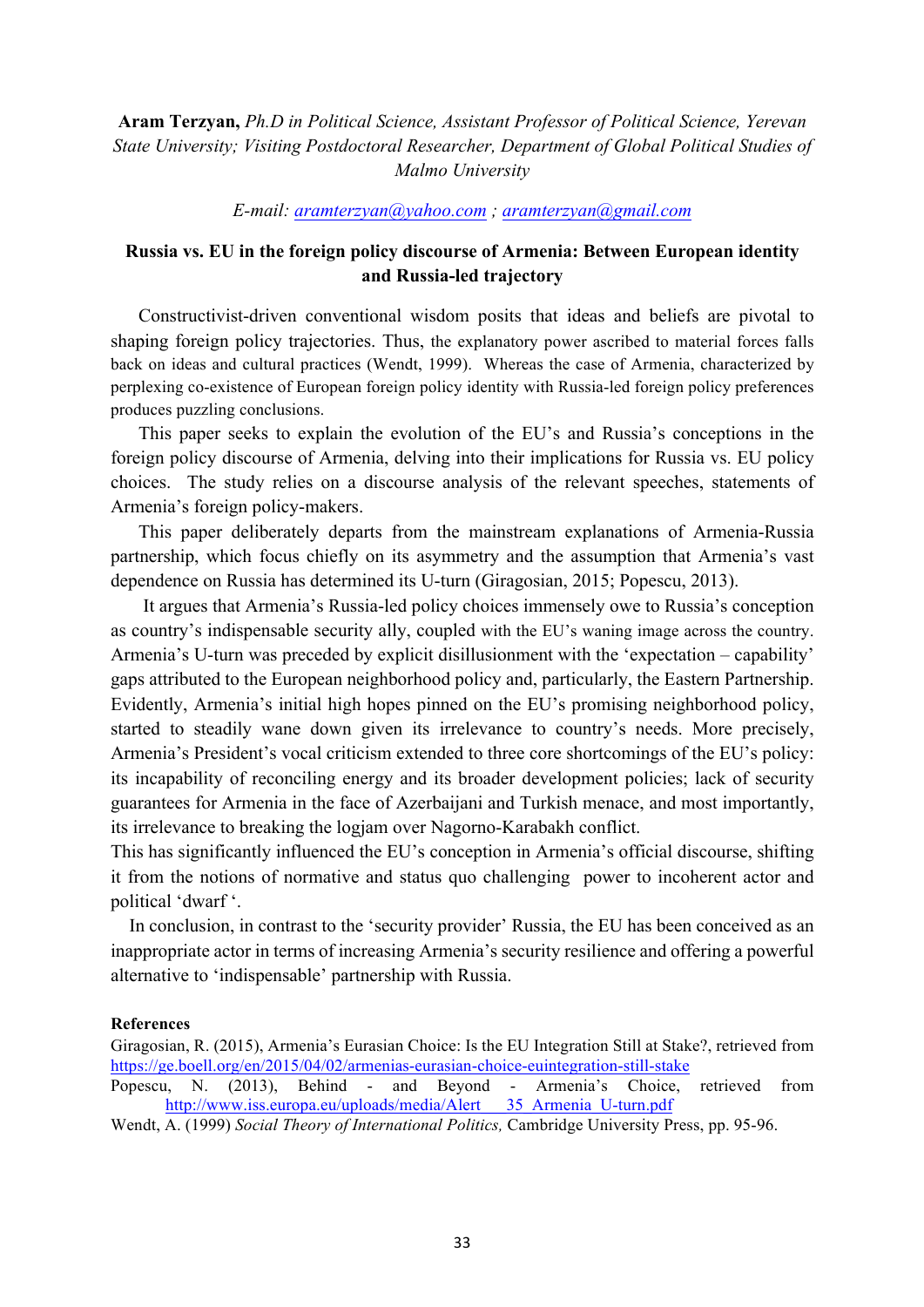**Aram Terzyan,** *Ph.D in Political Science, Assistant Professor of Political Science, Yerevan State University; Visiting Postdoctoral Researcher, Department of Global Political Studies of Malmo University*

*E-mail: aramterzyan@yahoo.com ; aramterzyan@gmail.com*

## Russia vs. EU in the foreign policy discourse of Armenia: Between European identity and Russia-led trajectory

Constructivist-driven conventional wisdom posits that ideas and beliefs are pivotal to shaping foreign policy trajectories. Thus, the explanatory power ascribed to material forces falls back on ideas and cultural practices (Wendt, 1999). Whereas the case of Armenia, characterized by perplexing co-existence of European foreign policy identity with Russia-led foreign policy preferences produces puzzling conclusions.

This paper seeks to explain the evolution of the EU's and Russia's conceptions in the foreign policy discourse of Armenia, delving into their implications for Russia vs. EU policy choices. The study relies on a discourse analysis of the relevant speeches, statements of Armenia's foreign policy-makers.

This paper deliberately departs from the mainstream explanations of Armenia-Russia partnership, which focus chiefly on its asymmetry and the assumption that Armenia's vast dependence on Russia has determined its U-turn (Giragosian, 2015; Popescu, 2013).

It argues that Armenia's Russia-led policy choices immensely owe to Russia's conception as country's indispensable security ally, coupled with the EU's waning image across the country. Armenia's U-turn was preceded by explicit disillusionment with the 'expectation – capability' gaps attributed to the European neighborhood policy and, particularly, the Eastern Partnership. Evidently, Armenia's initial high hopes pinned on the EU's promising neighborhood policy, started to steadily wane down given its irrelevance to country's needs. More precisely, Armenia's President's vocal criticism extended to three core shortcomings of the EU's policy: its incapability of reconciling energy and its broader development policies; lack of security guarantees for Armenia in the face of Azerbaijani and Turkish menace, and most importantly, its irrelevance to breaking the logjam over Nagorno-Karabakh conflict.

This has significantly influenced the EU's conception in Armenia's official discourse, shifting it from the notions of normative and status quo challenging power to incoherent actor and political 'dwarf'.

In conclusion, in contrast to the 'security provider' Russia, the EU has been conceived as an inappropriate actor in terms of increasing Armenia's security resilience and offering a powerful alternative to 'indispensable' partnership with Russia.

**References**

Giragosian, R. (2015), Armenia's Eurasian Choice: Is the EU Integration Still at Stake?, retrieved from https://ge.boell.org/en/2015/04/02/armenias-eurasian-choice-euintegration-still-stake

Popescu, N. (2013), Behind - and Beyond - Armenia's Choice, retrieved from http://www.iss.europa.eu/uploads/media/Alert___35_Armenia_U-turn.pdf

Wendt, A. (1999) *Social Theory of International Politics,* Cambridge University Press, pp. 95-96.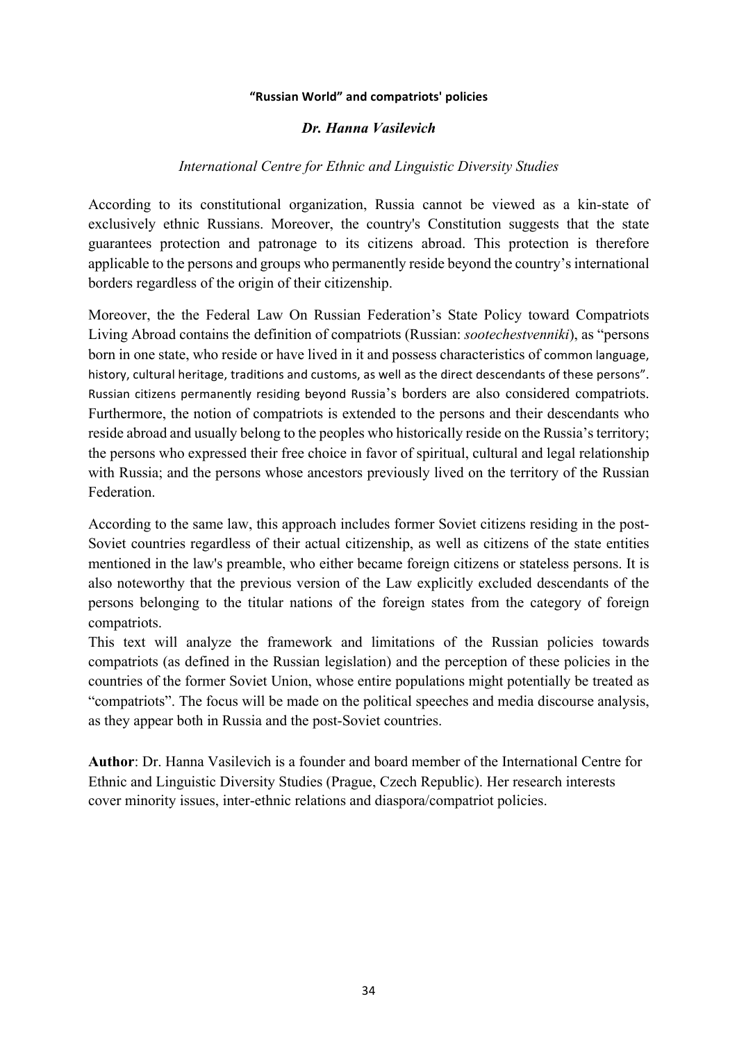#### "Russian World" and compatriots' policies

***Dr. Hanna Vasilevich***

*International Centre for Ethnic and Linguistic Diversity Studies*

According to its constitutional organization, Russia cannot be viewed as a kin-state of exclusively ethnic Russians. Moreover, the country's Constitution suggests that the state guarantees protection and patronage to its citizens abroad. This protection is therefore applicable to the persons and groups who permanently reside beyond the country's international borders regardless of the origin of their citizenship.

Moreover, the the Federal Law On Russian Federation's State Policy toward Compatriots Living Abroad contains the definition of compatriots (Russian: *sootechestvenniki*), as "persons born in one state, who reside or have lived in it and possess characteristics of common language, history, cultural heritage, traditions and customs, as well as the direct descendants of these persons". Russian citizens permanently residing beyond Russia's borders are also considered compatriots. Furthermore, the notion of compatriots is extended to the persons and their descendants who reside abroad and usually belong to the peoples who historically reside on the Russia's territory; the persons who expressed their free choice in favor of spiritual, cultural and legal relationship with Russia; and the persons whose ancestors previously lived on the territory of the Russian Federation.

According to the same law, this approach includes former Soviet citizens residing in the post-Soviet countries regardless of their actual citizenship, as well as citizens of the state entities mentioned in the law's preamble, who either became foreign citizens or stateless persons. It is also noteworthy that the previous version of the Law explicitly excluded descendants of the persons belonging to the titular nations of the foreign states from the category of foreign compatriots.

This text will analyze the framework and limitations of the Russian policies towards compatriots (as defined in the Russian legislation) and the perception of these policies in the countries of the former Soviet Union, whose entire populations might potentially be treated as "compatriots". The focus will be made on the political speeches and media discourse analysis, as they appear both in Russia and the post-Soviet countries.

**Author**: Dr. Hanna Vasilevich is a founder and board member of the International Centre for Ethnic and Linguistic Diversity Studies (Prague, Czech Republic). Her research interests cover minority issues, inter-ethnic relations and diaspora/compatriot policies.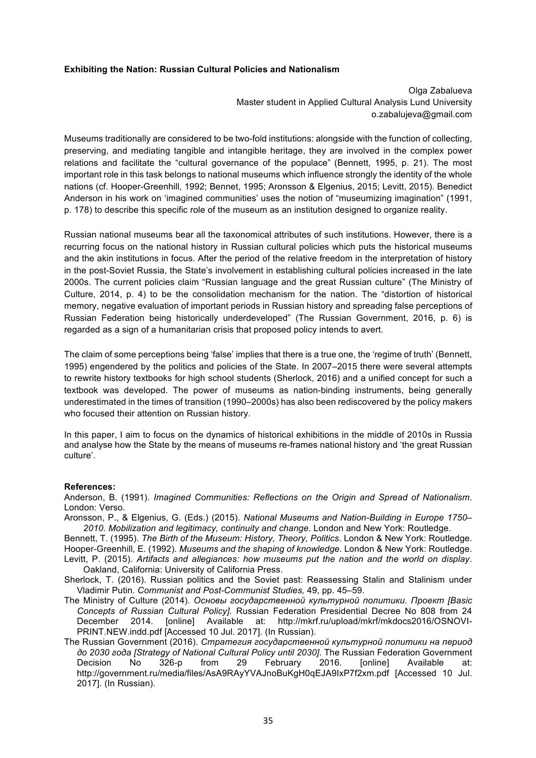**Exhibiting the Nation: Russian Cultural Policies and Nationalism**

Olga Zabalueva
Master student in Applied Cultural Analysis Lund University
o.zabalujeva@gmail.com

Museums traditionally are considered to be two-fold institutions: alongside with the function of collecting, preserving, and mediating tangible and intangible heritage, they are involved in the complex power relations and facilitate the "cultural governance of the populace" (Bennett, 1995, p. 21). The most important role in this task belongs to national museums which influence strongly the identity of the whole nations (cf. Hooper-Greenhill, 1992; Bennet, 1995; Aronsson & Elgenius, 2015; Levitt, 2015). Benedict Anderson in his work on 'imagined communities' uses the notion of "museumizing imagination" (1991, p. 178) to describe this specific role of the museum as an institution designed to organize reality.

Russian national museums bear all the taxonomical attributes of such institutions. However, there is a recurring focus on the national history in Russian cultural policies which puts the historical museums and the akin institutions in focus. After the period of the relative freedom in the interpretation of history in the post-Soviet Russia, the State's involvement in establishing cultural policies increased in the late 2000s. The current policies claim "Russian language and the great Russian culture" (The Ministry of Culture, 2014, p. 4) to be the consolidation mechanism for the nation. The "distortion of historical memory, negative evaluation of important periods in Russian history and spreading false perceptions of Russian Federation being historically underdeveloped" (The Russian Government, 2016, p. 6) is regarded as a sign of a humanitarian crisis that proposed policy intends to avert.

The claim of some perceptions being 'false' implies that there is a true one, the 'regime of truth' (Bennett, 1995) engendered by the politics and policies of the State. In 2007–2015 there were several attempts to rewrite history textbooks for high school students (Sherlock, 2016) and a unified concept for such a textbook was developed. The power of museums as nation-binding instruments, being generally underestimated in the times of transition (1990–2000s) has also been rediscovered by the policy makers who focused their attention on Russian history.

In this paper, I aim to focus on the dynamics of historical exhibitions in the middle of 2010s in Russia and analyse how the State by the means of museums re-frames national history and 'the great Russian culture'.

**References:**

Anderson, B. (1991). *Imagined Communities: Reflections on the Origin and Spread of Nationalism*. London: Verso.

Aronsson, P., & Elgenius, G. (Eds.) (2015). *National Museums and Nation-Building in Europe 1750–2010. Mobilization and legitimacy, continuity and change*. London and New York: Routledge.

Bennett, T. (1995). *The Birth of the Museum: History, Theory, Politics*. London & New York: Routledge.

Hooper-Greenhill, E. (1992). *Museums and the shaping of knowledge*. London & New York: Routledge.

Levitt, P. (2015). *Artifacts and allegiances: how museums put the nation and the world on display*. Oakland, California: University of California Press.

Sherlock, T. (2016). Russian politics and the Soviet past: Reassessing Stalin and Stalinism under Vladimir Putin. *Communist and Post-Communist Studies,* 49, pp. 45–59.

The Ministry of Culture (2014). *Основы государственной культурной политики. Проект [Basic Concepts of Russian Cultural Policy]*. Russian Federation Presidential Decree No 808 from 24 December 2014. [online] Available at: http://mkrf.ru/upload/mkrf/mkdocs2016/OSNOVI-PRINT.NEW.indd.pdf [Accessed 10 Jul. 2017]. (In Russian).

The Russian Government (2016). *Стратегия государственной культурной политики на период до 2030 года [Strategy of National Cultural Policy until 2030]*. The Russian Federation Government Decision No 326-р from 29 February 2016. [online] Available at: http://government.ru/media/files/AsA9RAyYVAJnoBuKgH0qEJA9IxP7f2xm.pdf [Accessed 10 Jul. 2017]. (In Russian).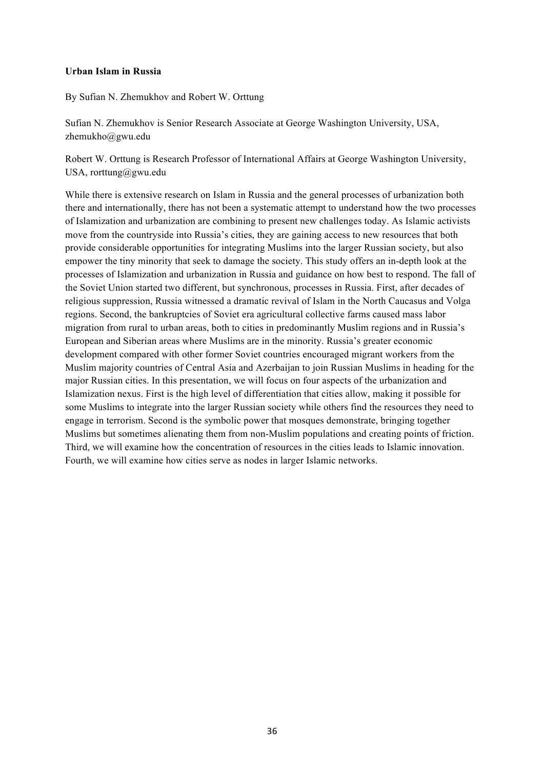**Urban Islam in Russia**

By Sufian N. Zhemukhov and Robert W. Orttung

Sufian N. Zhemukhov is Senior Research Associate at George Washington University, USA, zhemukho@gwu.edu

Robert W. Orttung is Research Professor of International Affairs at George Washington University, USA, rorttung@gwu.edu

While there is extensive research on Islam in Russia and the general processes of urbanization both there and internationally, there has not been a systematic attempt to understand how the two processes of Islamization and urbanization are combining to present new challenges today. As Islamic activists move from the countryside into Russia's cities, they are gaining access to new resources that both provide considerable opportunities for integrating Muslims into the larger Russian society, but also empower the tiny minority that seek to damage the society. This study offers an in-depth look at the processes of Islamization and urbanization in Russia and guidance on how best to respond. The fall of the Soviet Union started two different, but synchronous, processes in Russia. First, after decades of religious suppression, Russia witnessed a dramatic revival of Islam in the North Caucasus and Volga regions. Second, the bankruptcies of Soviet era agricultural collective farms caused mass labor migration from rural to urban areas, both to cities in predominantly Muslim regions and in Russia's European and Siberian areas where Muslims are in the minority. Russia's greater economic development compared with other former Soviet countries encouraged migrant workers from the Muslim majority countries of Central Asia and Azerbaijan to join Russian Muslims in heading for the major Russian cities. In this presentation, we will focus on four aspects of the urbanization and Islamization nexus. First is the high level of differentiation that cities allow, making it possible for some Muslims to integrate into the larger Russian society while others find the resources they need to engage in terrorism. Second is the symbolic power that mosques demonstrate, bringing together Muslims but sometimes alienating them from non-Muslim populations and creating points of friction. Third, we will examine how the concentration of resources in the cities leads to Islamic innovation. Fourth, we will examine how cities serve as nodes in larger Islamic networks.